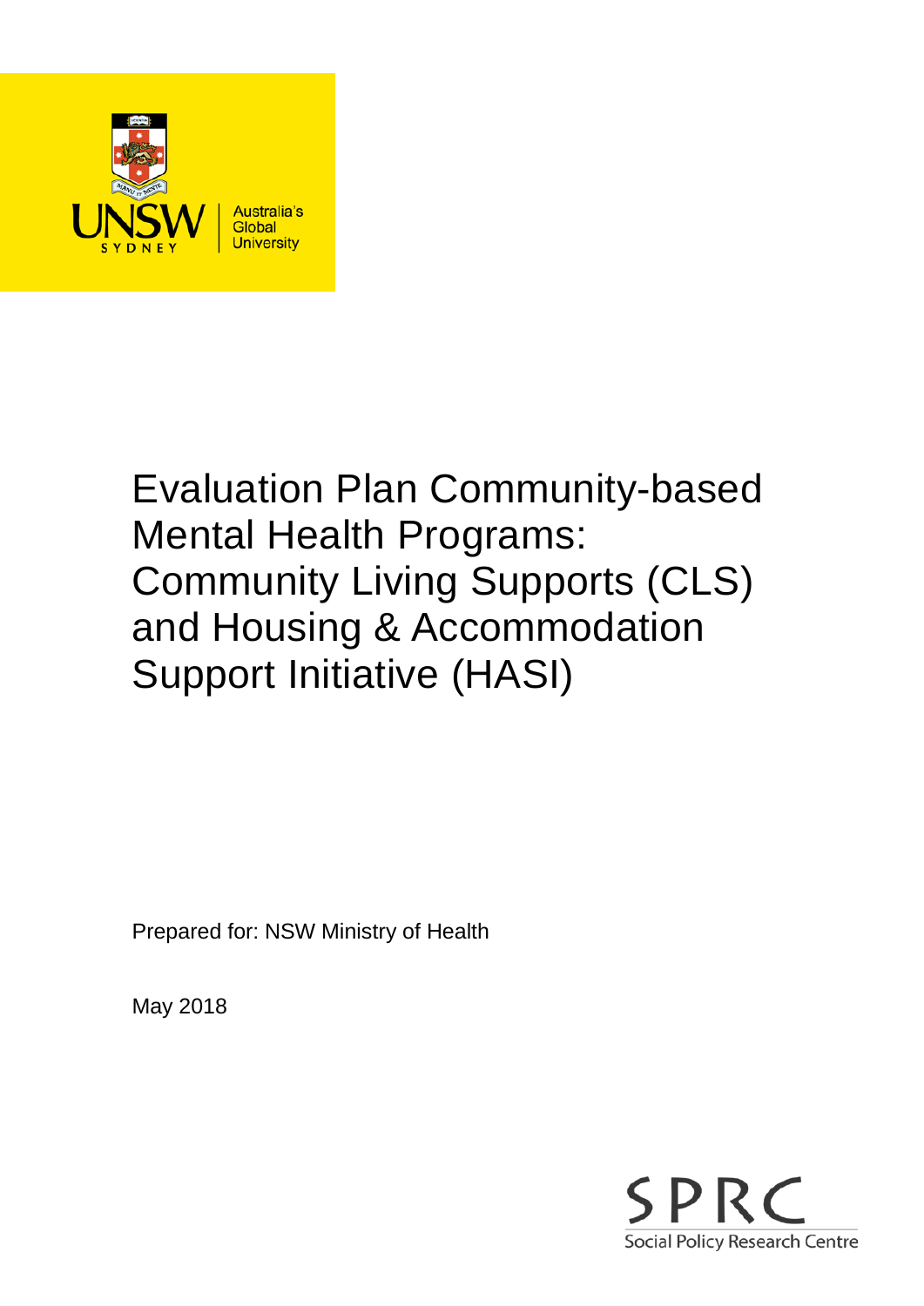# Evaluation Plan Community-based Mental Health Programs: Community Living Supports (CLS) and Housing & Accommodation Support Initiative (HASI)

Prepared for: NSW Ministry of Health

May 2018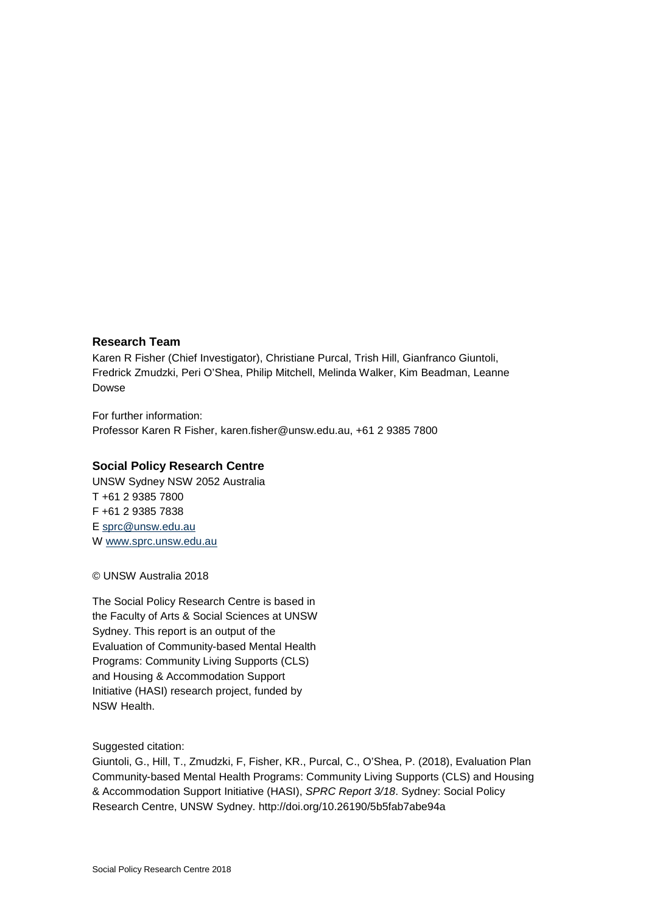## Research Team

Karen R Fisher (Chief Investigator), Christiane Purcal, Trish Hill, Gianfranco Giuntoli, Fredrick Zmudzki, Peri O'Shea, Philip Mitchell, Melinda Walker, Kim Beadman, Leanne Dowse

For further information:
Professor Karen R Fisher, karen.fisher@unsw.edu.au, +61 2 9385 7800

## Social Policy Research Centre

UNSW Sydney NSW 2052 Australia
T +61 2 9385 7800
F +61 2 9385 7838
E sprc@unsw.edu.au
W www.sprc.unsw.edu.au

© UNSW Australia 2018

The Social Policy Research Centre is based in the Faculty of Arts & Social Sciences at UNSW Sydney. This report is an output of the Evaluation of Community-based Mental Health Programs: Community Living Supports (CLS) and Housing & Accommodation Support Initiative (HASI) research project, funded by NSW Health.

Suggested citation:
Giuntoli, G., Hill, T., Zmudzki, F, Fisher, KR., Purcal, C., O'Shea, P. (2018), Evaluation Plan Community-based Mental Health Programs: Community Living Supports (CLS) and Housing & Accommodation Support Initiative (HASI), *SPRC Report 3/18*. Sydney: Social Policy Research Centre, UNSW Sydney. http://doi.org/10.26190/5b5fab7abe94a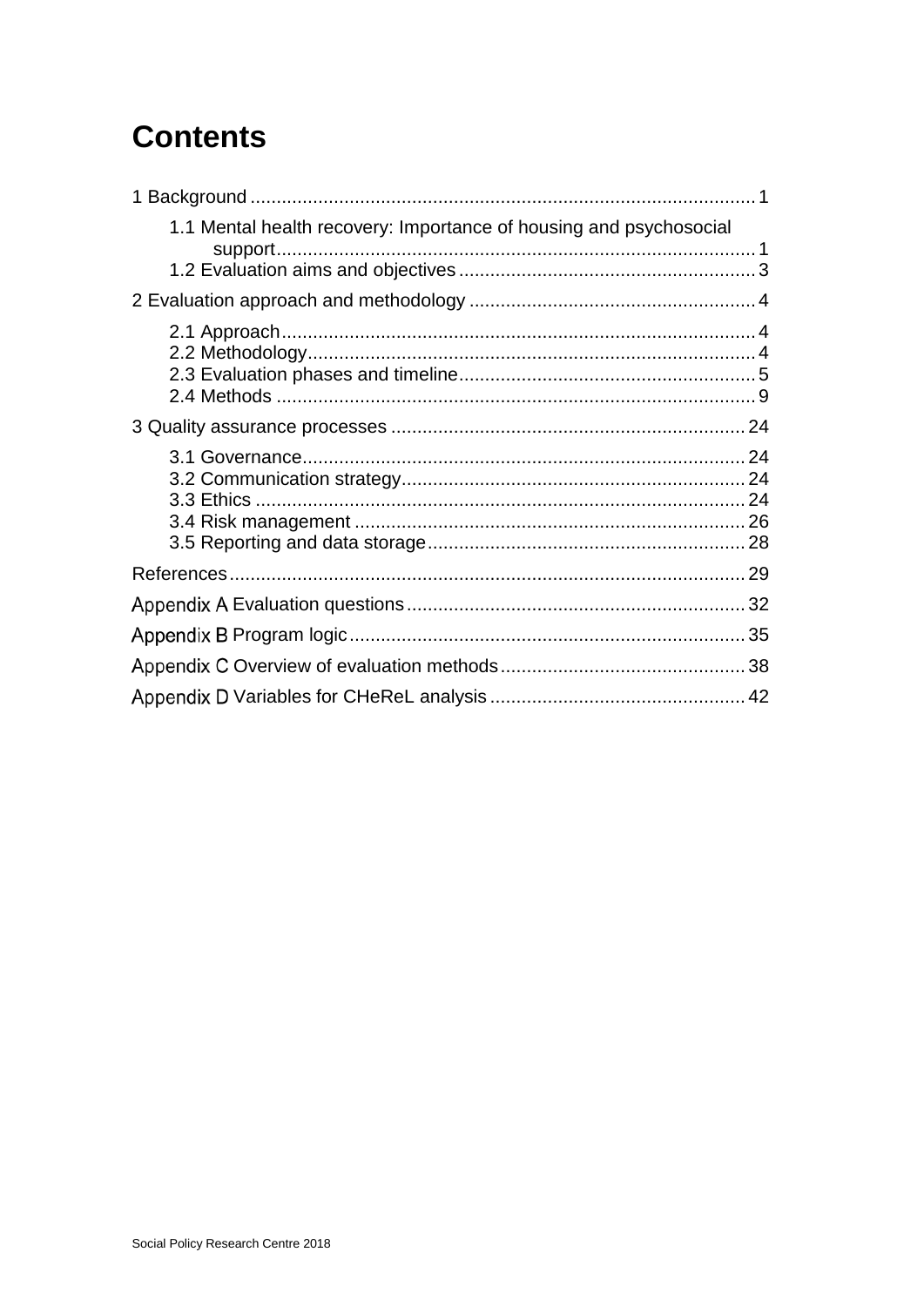# Contents

1 Background ................................................................................................ 1

- 1.1 Mental health recovery: Importance of housing and psychosocial support ........................................................................................... 1
- 1.2 Evaluation aims and objectives ........................................................ 3

2 Evaluation approach and methodology ...................................................... 4

- 2.1 Approach .......................................................................................... 4
- 2.2 Methodology ..................................................................................... 4
- 2.3 Evaluation phases and timeline ........................................................ 5
- 2.4 Methods ............................................................................................ 9

3 Quality assurance processes .................................................................... 24

- 3.1 Governance ..................................................................................... 24
- 3.2 Communication strategy .................................................................. 24
- 3.3 Ethics .............................................................................................. 24
- 3.4 Risk management ........................................................................... 26
- 3.5 Reporting and data storage ............................................................. 28

References .................................................................................................. 29

Appendix A Evaluation questions ................................................................. 32

Appendix B Program logic ............................................................................ 35

Appendix C Overview of evaluation methods ............................................... 38

Appendix D Variables for CHeReL analysis ................................................. 42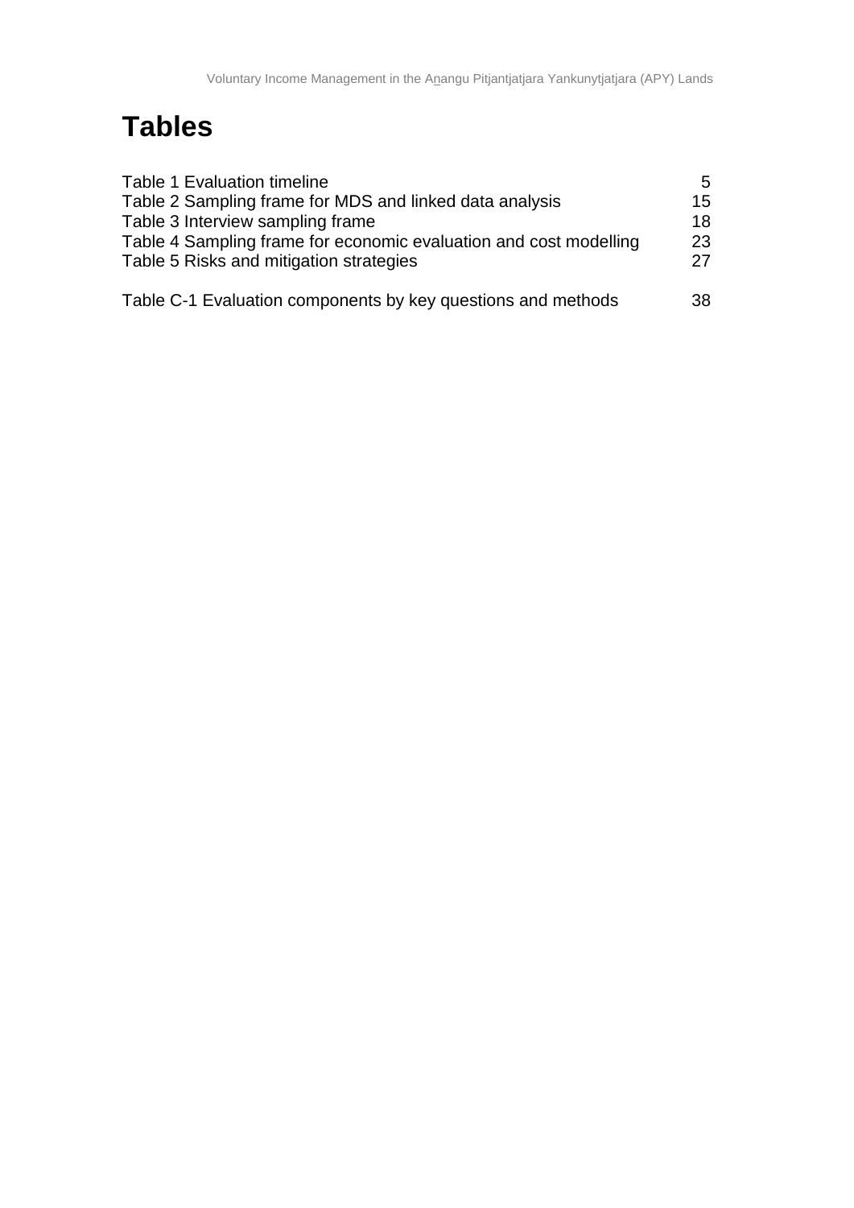# Tables

| | |
|---|---|
| Table 1 Evaluation timeline | 5 |
| Table 2 Sampling frame for MDS and linked data analysis | 15 |
| Table 3 Interview sampling frame | 18 |
| Table 4 Sampling frame for economic evaluation and cost modelling | 23 |
| Table 5 Risks and mitigation strategies | 27 |
| Table C-1 Evaluation components by key questions and methods | 38 |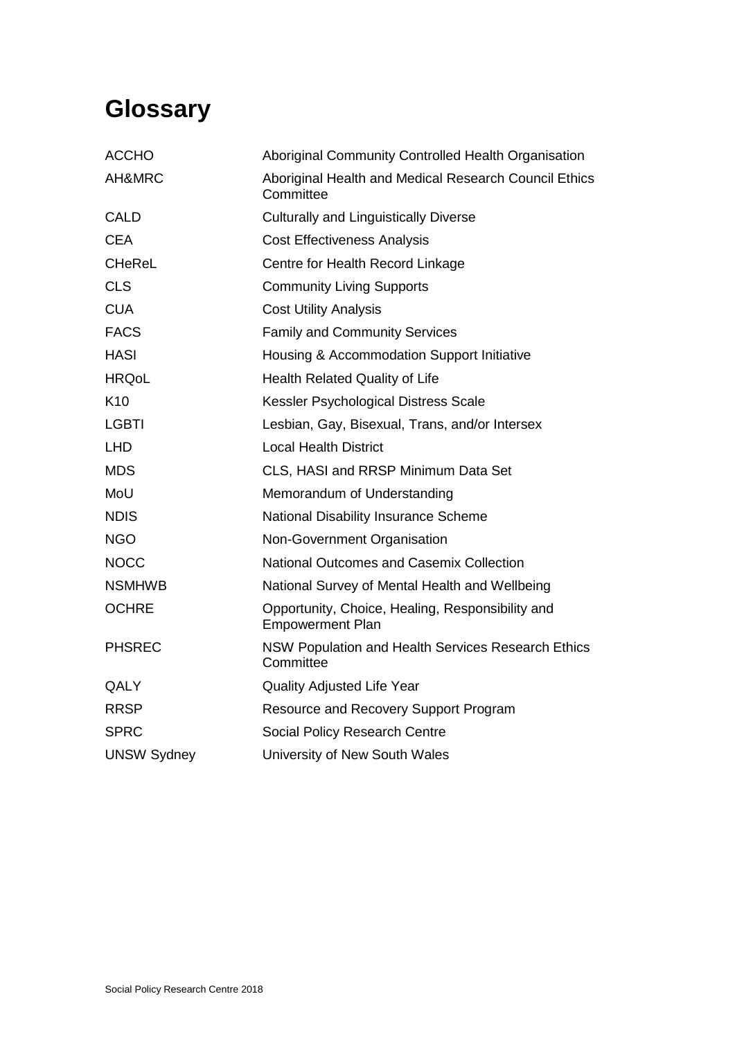# Glossary

| | |
|---|---|
| ACCHO | Aboriginal Community Controlled Health Organisation |
| AH&MRC | Aboriginal Health and Medical Research Council Ethics Committee |
| CALD | Culturally and Linguistically Diverse |
| CEA | Cost Effectiveness Analysis |
| CHeReL | Centre for Health Record Linkage |
| CLS | Community Living Supports |
| CUA | Cost Utility Analysis |
| FACS | Family and Community Services |
| HASI | Housing & Accommodation Support Initiative |
| HRQoL | Health Related Quality of Life |
| K10 | Kessler Psychological Distress Scale |
| LGBTI | Lesbian, Gay, Bisexual, Trans, and/or Intersex |
| LHD | Local Health District |
| MDS | CLS, HASI and RRSP Minimum Data Set |
| MoU | Memorandum of Understanding |
| NDIS | National Disability Insurance Scheme |
| NGO | Non-Government Organisation |
| NOCC | National Outcomes and Casemix Collection |
| NSMHWB | National Survey of Mental Health and Wellbeing |
| OCHRE | Opportunity, Choice, Healing, Responsibility and Empowerment Plan |
| PHSREC | NSW Population and Health Services Research Ethics Committee |
| QALY | Quality Adjusted Life Year |
| RRSP | Resource and Recovery Support Program |
| SPRC | Social Policy Research Centre |
| UNSW Sydney | University of New South Wales |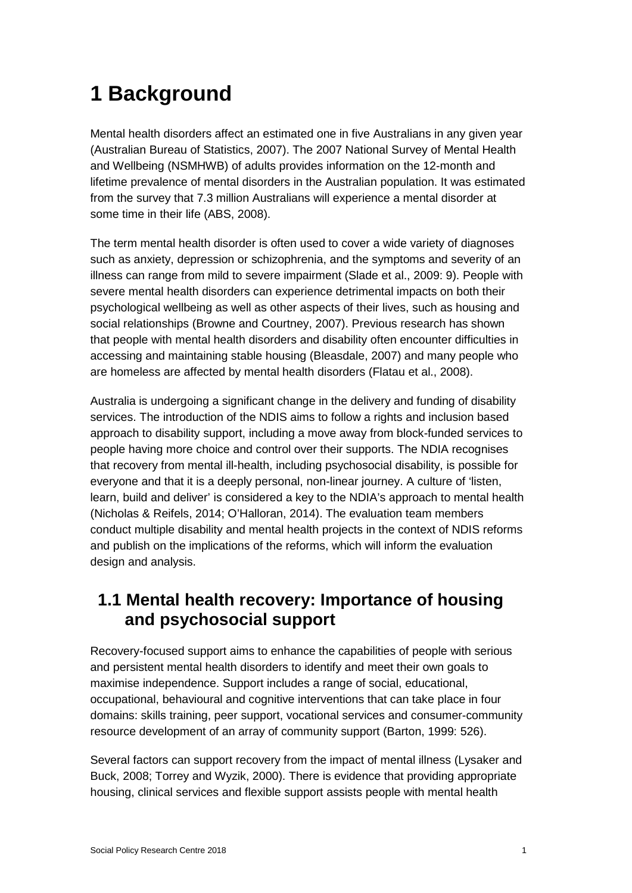# 1 Background

Mental health disorders affect an estimated one in five Australians in any given year (Australian Bureau of Statistics, 2007). The 2007 National Survey of Mental Health and Wellbeing (NSMHWB) of adults provides information on the 12-month and lifetime prevalence of mental disorders in the Australian population. It was estimated from the survey that 7.3 million Australians will experience a mental disorder at some time in their life (ABS, 2008).

The term mental health disorder is often used to cover a wide variety of diagnoses such as anxiety, depression or schizophrenia, and the symptoms and severity of an illness can range from mild to severe impairment (Slade et al., 2009: 9). People with severe mental health disorders can experience detrimental impacts on both their psychological wellbeing as well as other aspects of their lives, such as housing and social relationships (Browne and Courtney, 2007). Previous research has shown that people with mental health disorders and disability often encounter difficulties in accessing and maintaining stable housing (Bleasdale, 2007) and many people who are homeless are affected by mental health disorders (Flatau et al., 2008).

Australia is undergoing a significant change in the delivery and funding of disability services. The introduction of the NDIS aims to follow a rights and inclusion based approach to disability support, including a move away from block-funded services to people having more choice and control over their supports. The NDIA recognises that recovery from mental ill-health, including psychosocial disability, is possible for everyone and that it is a deeply personal, non-linear journey. A culture of 'listen, learn, build and deliver' is considered a key to the NDIA's approach to mental health (Nicholas & Reifels, 2014; O'Halloran, 2014). The evaluation team members conduct multiple disability and mental health projects in the context of NDIS reforms and publish on the implications of the reforms, which will inform the evaluation design and analysis.

## 1.1 Mental health recovery: Importance of housing and psychosocial support

Recovery-focused support aims to enhance the capabilities of people with serious and persistent mental health disorders to identify and meet their own goals to maximise independence. Support includes a range of social, educational, occupational, behavioural and cognitive interventions that can take place in four domains: skills training, peer support, vocational services and consumer-community resource development of an array of community support (Barton, 1999: 526).

Several factors can support recovery from the impact of mental illness (Lysaker and Buck, 2008; Torrey and Wyzik, 2000). There is evidence that providing appropriate housing, clinical services and flexible support assists people with mental health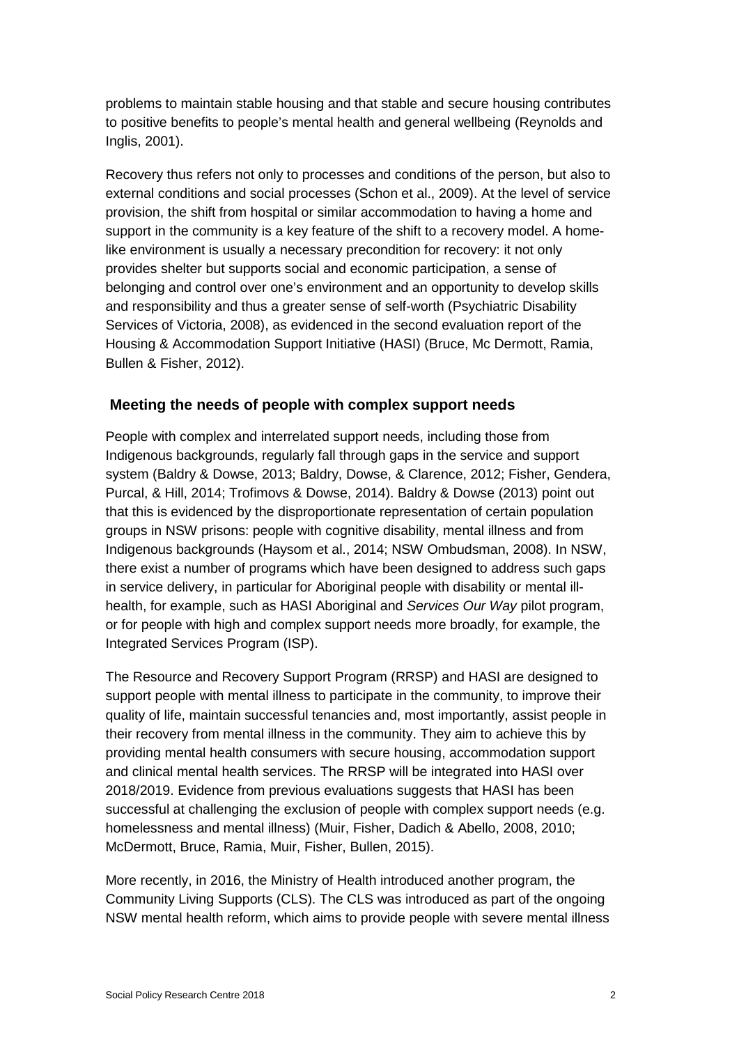problems to maintain stable housing and that stable and secure housing contributes to positive benefits to people's mental health and general wellbeing (Reynolds and Inglis, 2001).

Recovery thus refers not only to processes and conditions of the person, but also to external conditions and social processes (Schon et al., 2009). At the level of service provision, the shift from hospital or similar accommodation to having a home and support in the community is a key feature of the shift to a recovery model. A home-like environment is usually a necessary precondition for recovery: it not only provides shelter but supports social and economic participation, a sense of belonging and control over one's environment and an opportunity to develop skills and responsibility and thus a greater sense of self-worth (Psychiatric Disability Services of Victoria, 2008), as evidenced in the second evaluation report of the Housing & Accommodation Support Initiative (HASI) (Bruce, Mc Dermott, Ramia, Bullen & Fisher, 2012).

## Meeting the needs of people with complex support needs

People with complex and interrelated support needs, including those from Indigenous backgrounds, regularly fall through gaps in the service and support system (Baldry & Dowse, 2013; Baldry, Dowse, & Clarence, 2012; Fisher, Gendera, Purcal, & Hill, 2014; Trofimovs & Dowse, 2014). Baldry & Dowse (2013) point out that this is evidenced by the disproportionate representation of certain population groups in NSW prisons: people with cognitive disability, mental illness and from Indigenous backgrounds (Haysom et al., 2014; NSW Ombudsman, 2008). In NSW, there exist a number of programs which have been designed to address such gaps in service delivery, in particular for Aboriginal people with disability or mental ill-health, for example, such as HASI Aboriginal and *Services Our Way* pilot program, or for people with high and complex support needs more broadly, for example, the Integrated Services Program (ISP).

The Resource and Recovery Support Program (RRSP) and HASI are designed to support people with mental illness to participate in the community, to improve their quality of life, maintain successful tenancies and, most importantly, assist people in their recovery from mental illness in the community. They aim to achieve this by providing mental health consumers with secure housing, accommodation support and clinical mental health services. The RRSP will be integrated into HASI over 2018/2019. Evidence from previous evaluations suggests that HASI has been successful at challenging the exclusion of people with complex support needs (e.g. homelessness and mental illness) (Muir, Fisher, Dadich & Abello, 2008, 2010; McDermott, Bruce, Ramia, Muir, Fisher, Bullen, 2015).

More recently, in 2016, the Ministry of Health introduced another program, the Community Living Supports (CLS). The CLS was introduced as part of the ongoing NSW mental health reform, which aims to provide people with severe mental illness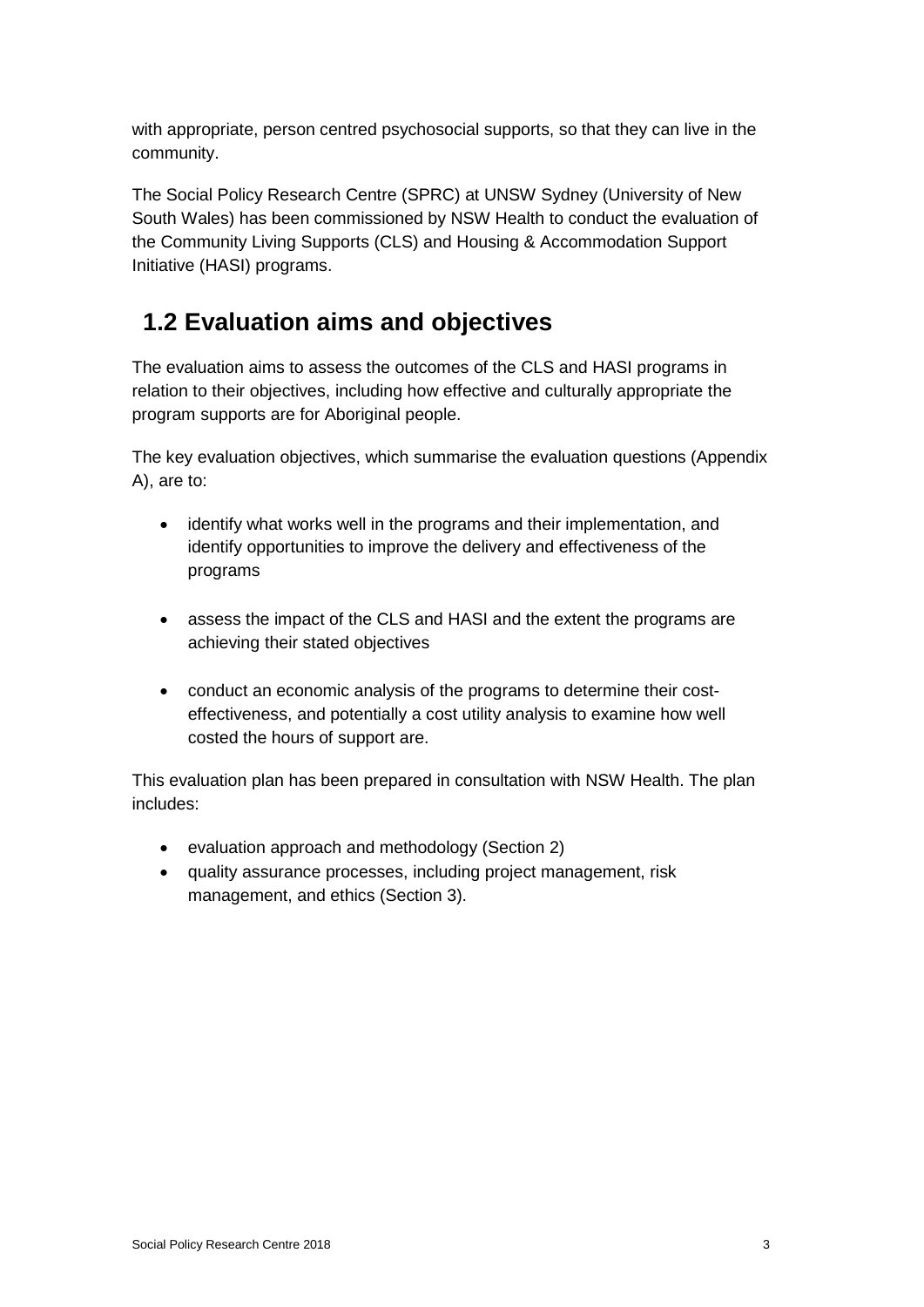with appropriate, person centred psychosocial supports, so that they can live in the community.

The Social Policy Research Centre (SPRC) at UNSW Sydney (University of New South Wales) has been commissioned by NSW Health to conduct the evaluation of the Community Living Supports (CLS) and Housing & Accommodation Support Initiative (HASI) programs.

## 1.2 Evaluation aims and objectives

The evaluation aims to assess the outcomes of the CLS and HASI programs in relation to their objectives, including how effective and culturally appropriate the program supports are for Aboriginal people.

The key evaluation objectives, which summarise the evaluation questions (Appendix A), are to:

- identify what works well in the programs and their implementation, and identify opportunities to improve the delivery and effectiveness of the programs
- assess the impact of the CLS and HASI and the extent the programs are achieving their stated objectives
- conduct an economic analysis of the programs to determine their cost-effectiveness, and potentially a cost utility analysis to examine how well costed the hours of support are.

This evaluation plan has been prepared in consultation with NSW Health. The plan includes:

- evaluation approach and methodology (Section 2)
- quality assurance processes, including project management, risk management, and ethics (Section 3).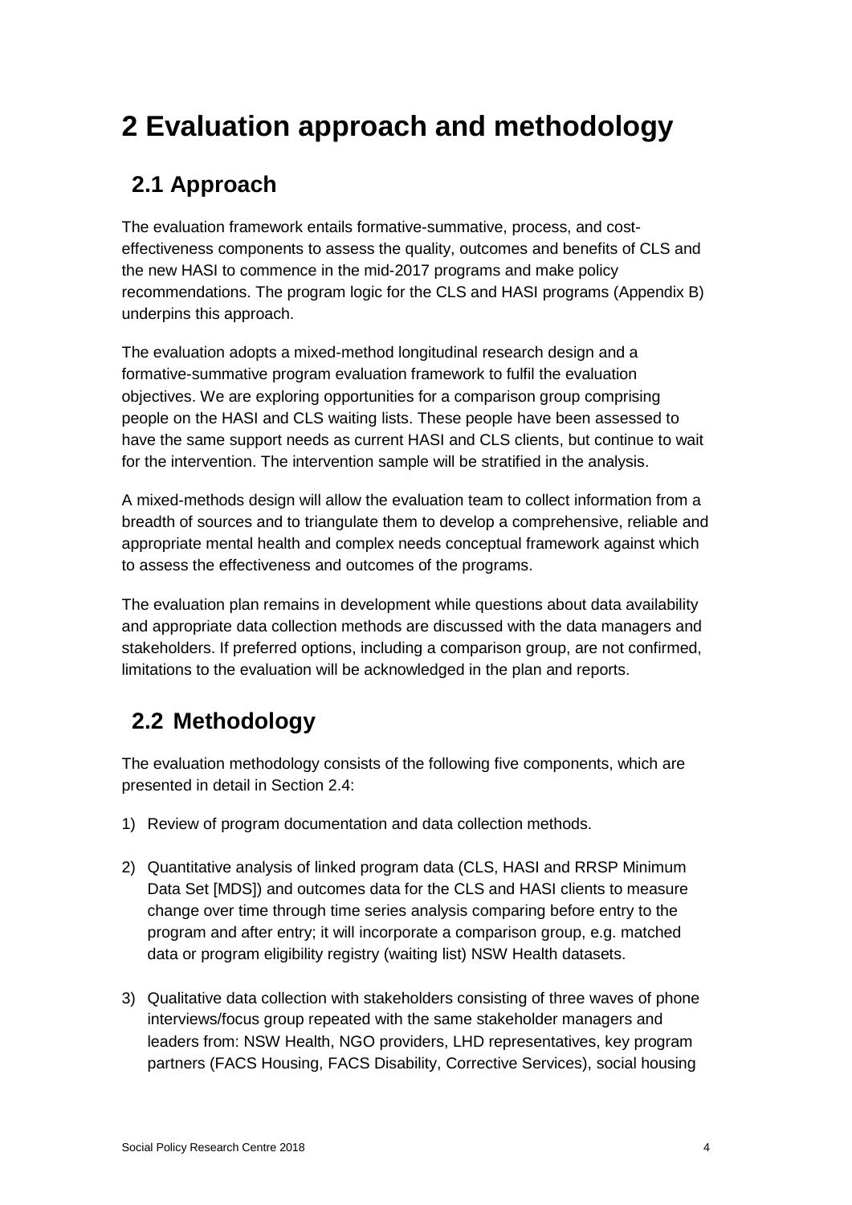# 2 Evaluation approach and methodology

## 2.1 Approach

The evaluation framework entails formative-summative, process, and cost-effectiveness components to assess the quality, outcomes and benefits of CLS and the new HASI to commence in the mid-2017 programs and make policy recommendations. The program logic for the CLS and HASI programs (Appendix B) underpins this approach.

The evaluation adopts a mixed-method longitudinal research design and a formative-summative program evaluation framework to fulfil the evaluation objectives. We are exploring opportunities for a comparison group comprising people on the HASI and CLS waiting lists. These people have been assessed to have the same support needs as current HASI and CLS clients, but continue to wait for the intervention. The intervention sample will be stratified in the analysis.

A mixed-methods design will allow the evaluation team to collect information from a breadth of sources and to triangulate them to develop a comprehensive, reliable and appropriate mental health and complex needs conceptual framework against which to assess the effectiveness and outcomes of the programs.

The evaluation plan remains in development while questions about data availability and appropriate data collection methods are discussed with the data managers and stakeholders. If preferred options, including a comparison group, are not confirmed, limitations to the evaluation will be acknowledged in the plan and reports.

## 2.2 Methodology

The evaluation methodology consists of the following five components, which are presented in detail in Section 2.4:

1) Review of program documentation and data collection methods.
2) Quantitative analysis of linked program data (CLS, HASI and RRSP Minimum Data Set [MDS]) and outcomes data for the CLS and HASI clients to measure change over time through time series analysis comparing before entry to the program and after entry; it will incorporate a comparison group, e.g. matched data or program eligibility registry (waiting list) NSW Health datasets.
3) Qualitative data collection with stakeholders consisting of three waves of phone interviews/focus group repeated with the same stakeholder managers and leaders from: NSW Health, NGO providers, LHD representatives, key program partners (FACS Housing, FACS Disability, Corrective Services), social housing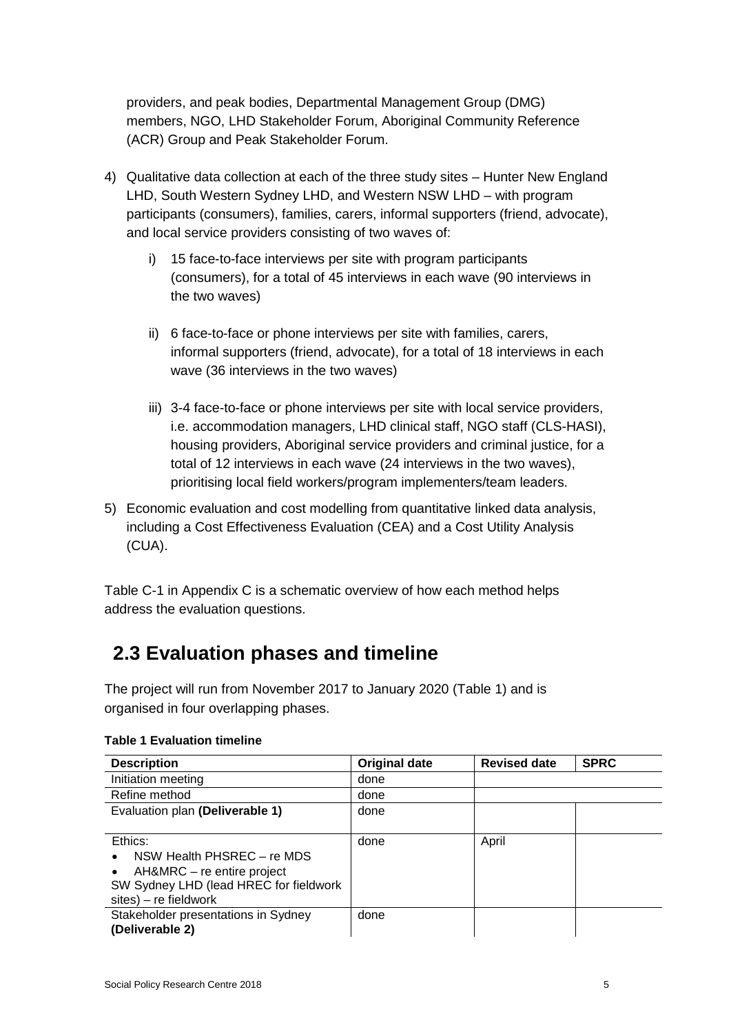providers, and peak bodies, Departmental Management Group (DMG) members, NGO, LHD Stakeholder Forum, Aboriginal Community Reference (ACR) Group and Peak Stakeholder Forum.

4) Qualitative data collection at each of the three study sites – Hunter New England LHD, South Western Sydney LHD, and Western NSW LHD – with program participants (consumers), families, carers, informal supporters (friend, advocate), and local service providers consisting of two waves of:

    i) 15 face-to-face interviews per site with program participants (consumers), for a total of 45 interviews in each wave (90 interviews in the two waves)

    ii) 6 face-to-face or phone interviews per site with families, carers, informal supporters (friend, advocate), for a total of 18 interviews in each wave (36 interviews in the two waves)

    iii) 3-4 face-to-face or phone interviews per site with local service providers, i.e. accommodation managers, LHD clinical staff, NGO staff (CLS-HASI), housing providers, Aboriginal service providers and criminal justice, for a total of 12 interviews in each wave (24 interviews in the two waves), prioritising local field workers/program implementers/team leaders.

5) Economic evaluation and cost modelling from quantitative linked data analysis, including a Cost Effectiveness Evaluation (CEA) and a Cost Utility Analysis (CUA).

Table C-1 in Appendix C is a schematic overview of how each method helps address the evaluation questions.

## 2.3 Evaluation phases and timeline

The project will run from November 2017 to January 2020 (Table 1) and is organised in four overlapping phases.

**Table 1 Evaluation timeline**

| Description | Original date | Revised date | SPRC |
|---|---|---|---|
| Initiation meeting | done | | |
| Refine method | done | | |
| Evaluation plan **(Deliverable 1)** | done | | |
| Ethics:<br>• NSW Health PHSREC – re MDS<br>• AH&MRC – re entire project<br>SW Sydney LHD (lead HREC for fieldwork sites) – re fieldwork | done | April | |
| Stakeholder presentations in Sydney **(Deliverable 2)** | done | | |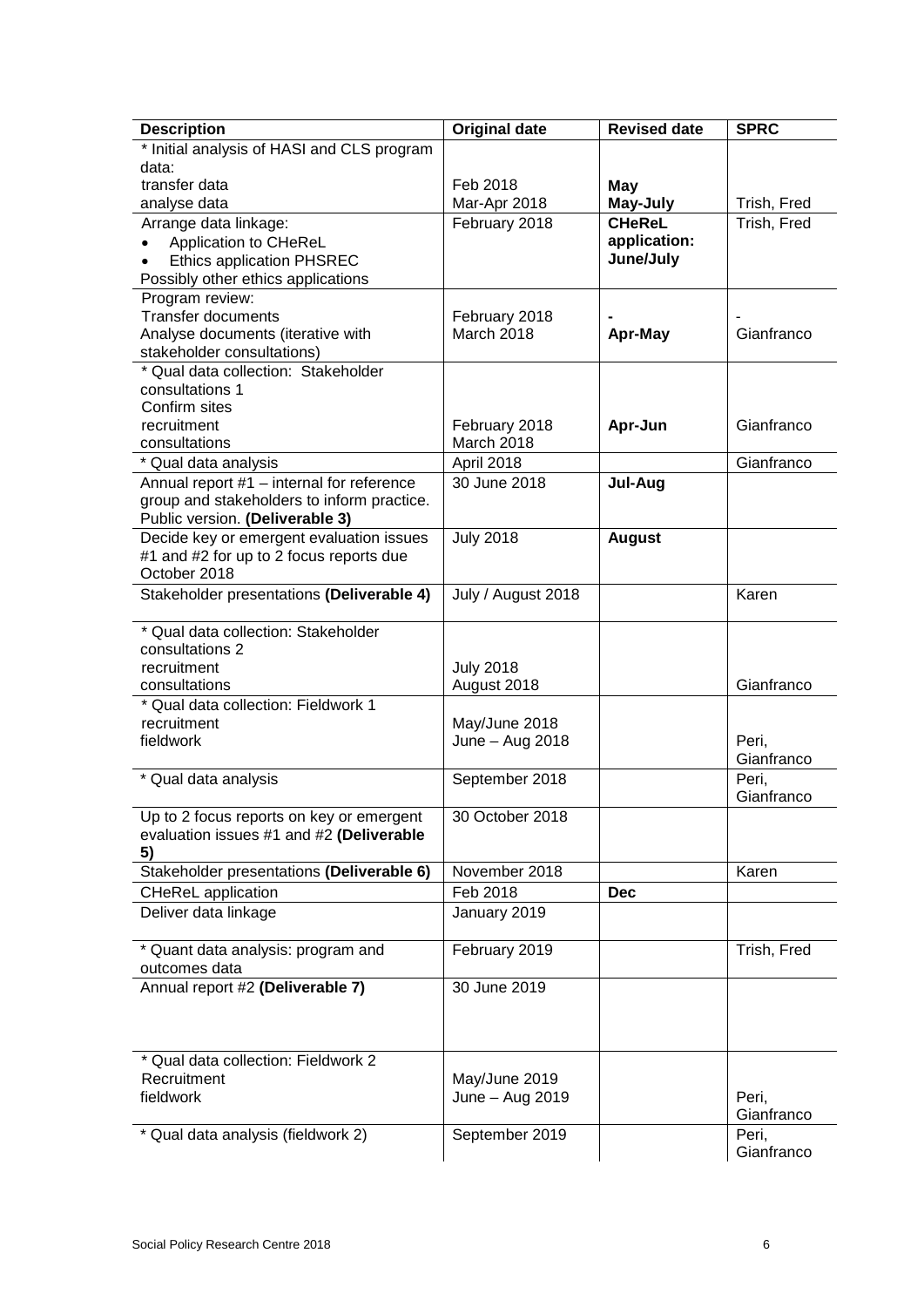| Description | Original date | Revised date | SPRC |
|---|---|---|---|
| * Initial analysis of HASI and CLS program data:<br>transfer data<br>analyse data | <br><br>Feb 2018<br>Mar-Apr 2018 | <br><br>**May**<br>**May-July** | <br><br><br>Trish, Fred |
| Arrange data linkage:<br>• Application to CHeReL<br>• Ethics application PHSREC<br>Possibly other ethics applications | February 2018 | **CHeReL application: June/July** | Trish, Fred |
| Program review:<br>Transfer documents<br>Analyse documents (iterative with stakeholder consultations) | <br>February 2018<br>March 2018 | <br>**-**<br>**Apr-May** | <br>-<br>Gianfranco |
| * Qual data collection: Stakeholder consultations 1<br>Confirm sites<br>recruitment<br>consultations | <br><br><br>February 2018<br>March 2018 | <br><br><br>**Apr-Jun** | <br><br><br>Gianfranco |
| * Qual data analysis | April 2018 | | Gianfranco |
| Annual report #1 – internal for reference group and stakeholders to inform practice. Public version. **(Deliverable 3)** | 30 June 2018 | **Jul-Aug** | |
| Decide key or emergent evaluation issues #1 and #2 for up to 2 focus reports due October 2018 | July 2018 | **August** | |
| Stakeholder presentations **(Deliverable 4)** | July / August 2018 | | Karen |
| * Qual data collection: Stakeholder consultations 2<br>recruitment<br>consultations | <br><br>July 2018<br>August 2018 | | <br><br><br>Gianfranco |
| * Qual data collection: Fieldwork 1<br>recruitment<br>fieldwork | <br>May/June 2018<br>June – Aug 2018 | | <br><br>Peri, Gianfranco |
| * Qual data analysis | September 2018 | | Peri, Gianfranco |
| Up to 2 focus reports on key or emergent evaluation issues #1 and #2 **(Deliverable 5)** | 30 October 2018 | | |
| Stakeholder presentations **(Deliverable 6)** | November 2018 | | Karen |
| CHeReL application | Feb 2018 | **Dec** | |
| Deliver data linkage | January 2019 | | |
| * Quant data analysis: program and outcomes data | February 2019 | | Trish, Fred |
| Annual report #2 **(Deliverable 7)** | 30 June 2019 | | |
| * Qual data collection: Fieldwork 2<br>Recruitment<br>fieldwork | <br>May/June 2019<br>June – Aug 2019 | | <br><br>Peri, Gianfranco |
| * Qual data analysis (fieldwork 2) | September 2019 | | Peri, Gianfranco |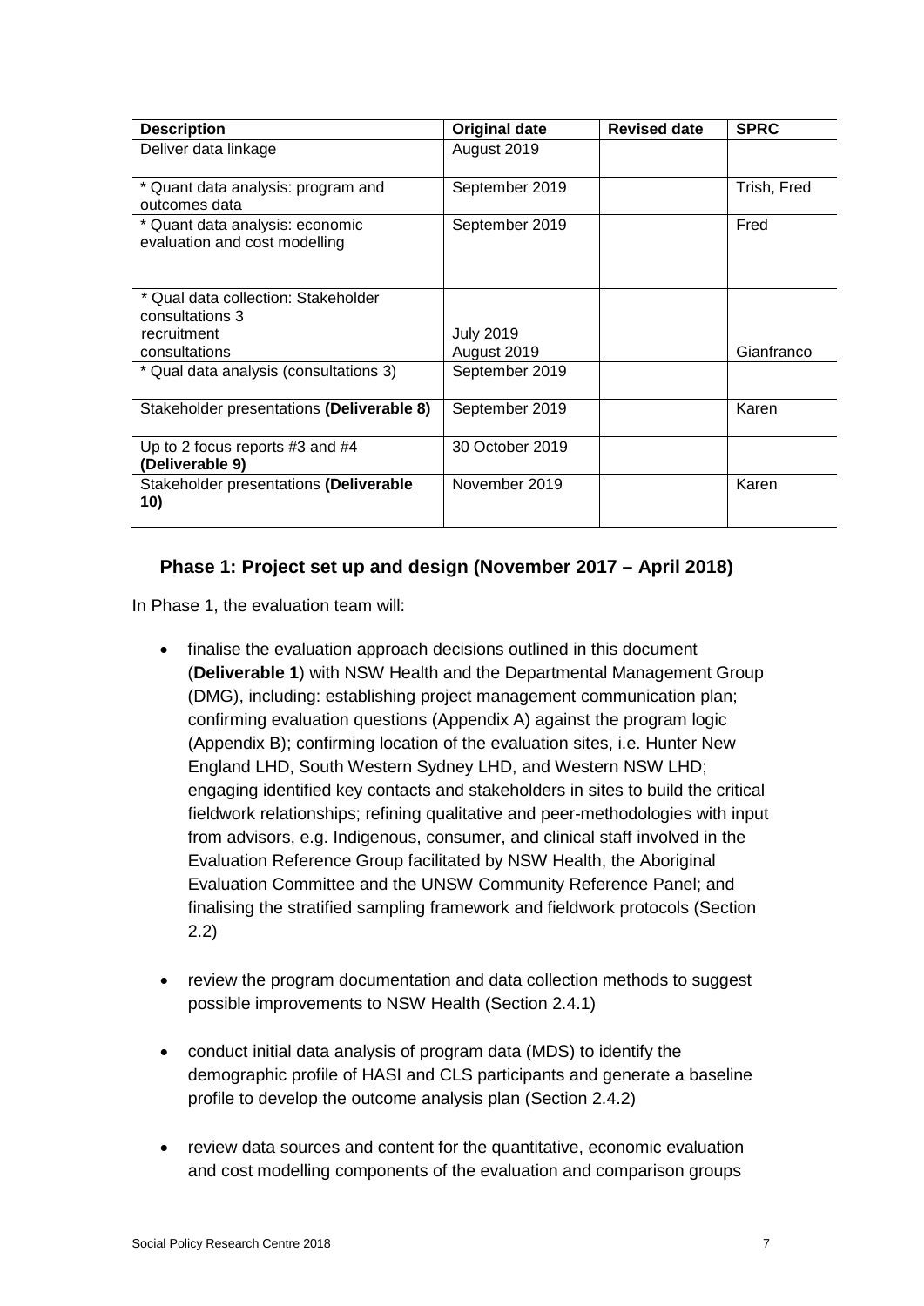| Description | Original date | Revised date | SPRC |
|---|---|---|---|
| Deliver data linkage | August 2019 | | |
| * Quant data analysis: program and outcomes data | September 2019 | | Trish, Fred |
| * Quant data analysis: economic evaluation and cost modelling | September 2019 | | Fred |
| * Qual data collection: Stakeholder consultations 3<br>recruitment<br>consultations | <br><br>July 2019<br>August 2019 | | <br><br><br>Gianfranco |
| * Qual data analysis (consultations 3) | September 2019 | | |
| Stakeholder presentations **(Deliverable 8)** | September 2019 | | Karen |
| Up to 2 focus reports #3 and #4 **(Deliverable 9)** | 30 October 2019 | | |
| Stakeholder presentations **(Deliverable 10)** | November 2019 | | Karen |

### Phase 1: Project set up and design (November 2017 – April 2018)

In Phase 1, the evaluation team will:

- finalise the evaluation approach decisions outlined in this document (**Deliverable 1**) with NSW Health and the Departmental Management Group (DMG), including: establishing project management communication plan; confirming evaluation questions (Appendix A) against the program logic (Appendix B); confirming location of the evaluation sites, i.e. Hunter New England LHD, South Western Sydney LHD, and Western NSW LHD; engaging identified key contacts and stakeholders in sites to build the critical fieldwork relationships; refining qualitative and peer-methodologies with input from advisors, e.g. Indigenous, consumer, and clinical staff involved in the Evaluation Reference Group facilitated by NSW Health, the Aboriginal Evaluation Committee and the UNSW Community Reference Panel; and finalising the stratified sampling framework and fieldwork protocols (Section 2.2)

- review the program documentation and data collection methods to suggest possible improvements to NSW Health (Section 2.4.1)

- conduct initial data analysis of program data (MDS) to identify the demographic profile of HASI and CLS participants and generate a baseline profile to develop the outcome analysis plan (Section 2.4.2)

- review data sources and content for the quantitative, economic evaluation and cost modelling components of the evaluation and comparison groups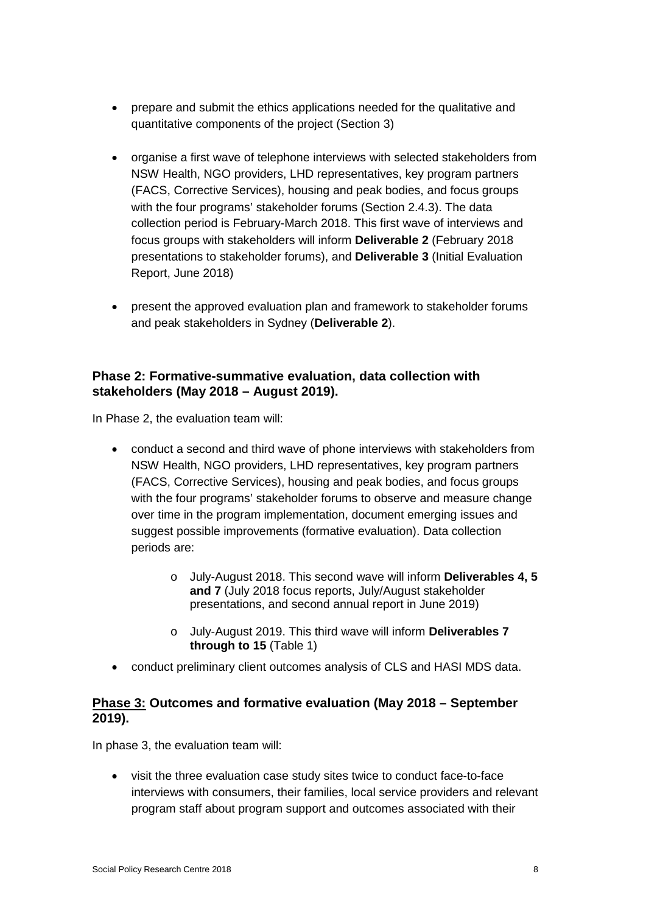- prepare and submit the ethics applications needed for the qualitative and quantitative components of the project (Section 3)
- organise a first wave of telephone interviews with selected stakeholders from NSW Health, NGO providers, LHD representatives, key program partners (FACS, Corrective Services), housing and peak bodies, and focus groups with the four programs' stakeholder forums (Section 2.4.3). The data collection period is February-March 2018. This first wave of interviews and focus groups with stakeholders will inform **Deliverable 2** (February 2018 presentations to stakeholder forums), and **Deliverable 3** (Initial Evaluation Report, June 2018)
- present the approved evaluation plan and framework to stakeholder forums and peak stakeholders in Sydney (**Deliverable 2**).

### Phase 2: Formative-summative evaluation, data collection with stakeholders (May 2018 – August 2019).

In Phase 2, the evaluation team will:

- conduct a second and third wave of phone interviews with stakeholders from NSW Health, NGO providers, LHD representatives, key program partners (FACS, Corrective Services), housing and peak bodies, and focus groups with the four programs' stakeholder forums to observe and measure change over time in the program implementation, document emerging issues and suggest possible improvements (formative evaluation). Data collection periods are:
    - July-August 2018. This second wave will inform **Deliverables 4, 5 and 7** (July 2018 focus reports, July/August stakeholder presentations, and second annual report in June 2019)
    - July-August 2019. This third wave will inform **Deliverables 7 through to 15** (Table 1)
- conduct preliminary client outcomes analysis of CLS and HASI MDS data.

### <u>Phase 3:</u> Outcomes and formative evaluation (May 2018 – September 2019).

In phase 3, the evaluation team will:

- visit the three evaluation case study sites twice to conduct face-to-face interviews with consumers, their families, local service providers and relevant program staff about program support and outcomes associated with their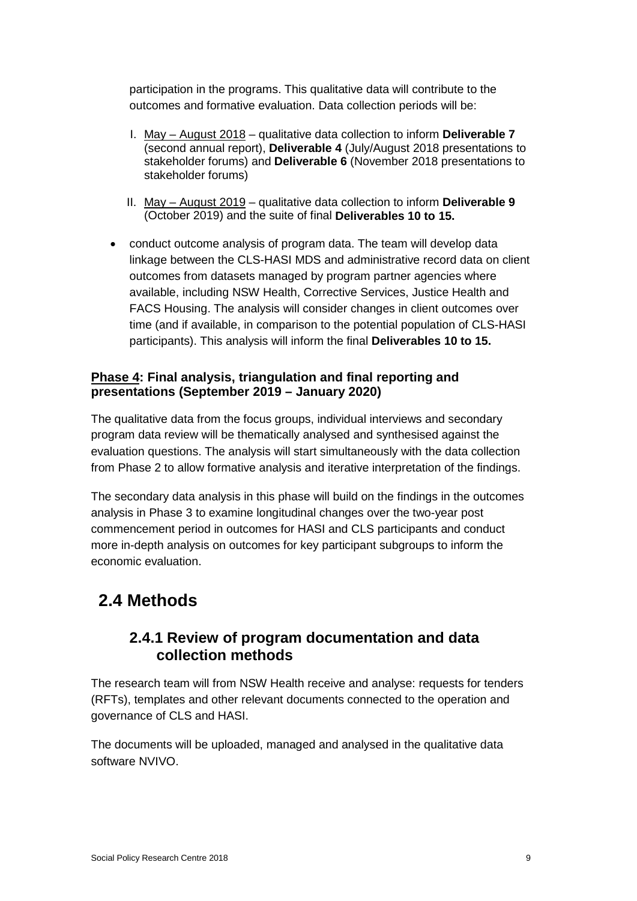participation in the programs. This qualitative data will contribute to the outcomes and formative evaluation. Data collection periods will be:

I. May – August 2018 – qualitative data collection to inform **Deliverable 7** (second annual report), **Deliverable 4** (July/August 2018 presentations to stakeholder forums) and **Deliverable 6** (November 2018 presentations to stakeholder forums)

II. May – August 2019 – qualitative data collection to inform **Deliverable 9** (October 2019) and the suite of final **Deliverables 10 to 15.**

- conduct outcome analysis of program data. The team will develop data linkage between the CLS-HASI MDS and administrative record data on client outcomes from datasets managed by program partner agencies where available, including NSW Health, Corrective Services, Justice Health and FACS Housing. The analysis will consider changes in client outcomes over time (and if available, in comparison to the potential population of CLS-HASI participants). This analysis will inform the final **Deliverables 10 to 15.**

**Phase 4: Final analysis, triangulation and final reporting and presentations (September 2019 – January 2020)**

The qualitative data from the focus groups, individual interviews and secondary program data review will be thematically analysed and synthesised against the evaluation questions. The analysis will start simultaneously with the data collection from Phase 2 to allow formative analysis and iterative interpretation of the findings.

The secondary data analysis in this phase will build on the findings in the outcomes analysis in Phase 3 to examine longitudinal changes over the two-year post commencement period in outcomes for HASI and CLS participants and conduct more in-depth analysis on outcomes for key participant subgroups to inform the economic evaluation.

## 2.4 Methods

### 2.4.1 Review of program documentation and data collection methods

The research team will from NSW Health receive and analyse: requests for tenders (RFTs), templates and other relevant documents connected to the operation and governance of CLS and HASI.

The documents will be uploaded, managed and analysed in the qualitative data software NVIVO.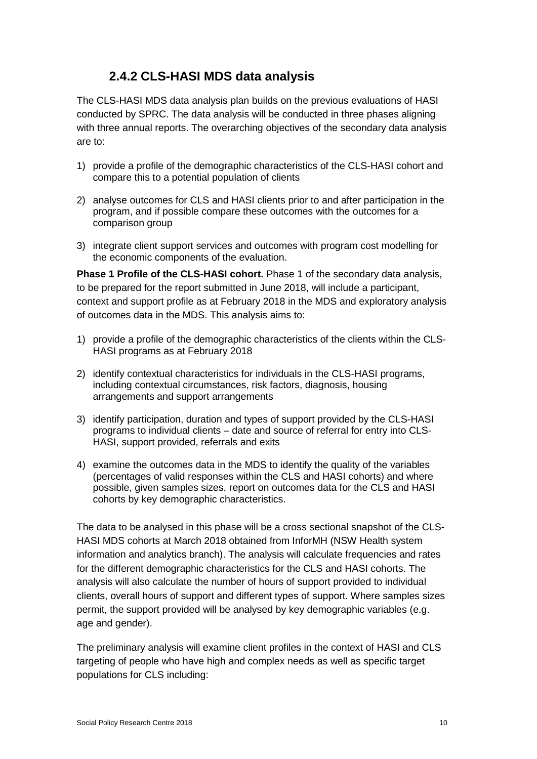### 2.4.2 CLS-HASI MDS data analysis

The CLS-HASI MDS data analysis plan builds on the previous evaluations of HASI conducted by SPRC. The data analysis will be conducted in three phases aligning with three annual reports. The overarching objectives of the secondary data analysis are to:

1) provide a profile of the demographic characteristics of the CLS-HASI cohort and compare this to a potential population of clients
2) analyse outcomes for CLS and HASI clients prior to and after participation in the program, and if possible compare these outcomes with the outcomes for a comparison group
3) integrate client support services and outcomes with program cost modelling for the economic components of the evaluation.

**Phase 1 Profile of the CLS-HASI cohort.** Phase 1 of the secondary data analysis, to be prepared for the report submitted in June 2018, will include a participant, context and support profile as at February 2018 in the MDS and exploratory analysis of outcomes data in the MDS. This analysis aims to:

1) provide a profile of the demographic characteristics of the clients within the CLS-HASI programs as at February 2018
2) identify contextual characteristics for individuals in the CLS-HASI programs, including contextual circumstances, risk factors, diagnosis, housing arrangements and support arrangements
3) identify participation, duration and types of support provided by the CLS-HASI programs to individual clients – date and source of referral for entry into CLS-HASI, support provided, referrals and exits
4) examine the outcomes data in the MDS to identify the quality of the variables (percentages of valid responses within the CLS and HASI cohorts) and where possible, given samples sizes, report on outcomes data for the CLS and HASI cohorts by key demographic characteristics.

The data to be analysed in this phase will be a cross sectional snapshot of the CLS-HASI MDS cohorts at March 2018 obtained from InforMH (NSW Health system information and analytics branch). The analysis will calculate frequencies and rates for the different demographic characteristics for the CLS and HASI cohorts. The analysis will also calculate the number of hours of support provided to individual clients, overall hours of support and different types of support. Where samples sizes permit, the support provided will be analysed by key demographic variables (e.g. age and gender).

The preliminary analysis will examine client profiles in the context of HASI and CLS targeting of people who have high and complex needs as well as specific target populations for CLS including: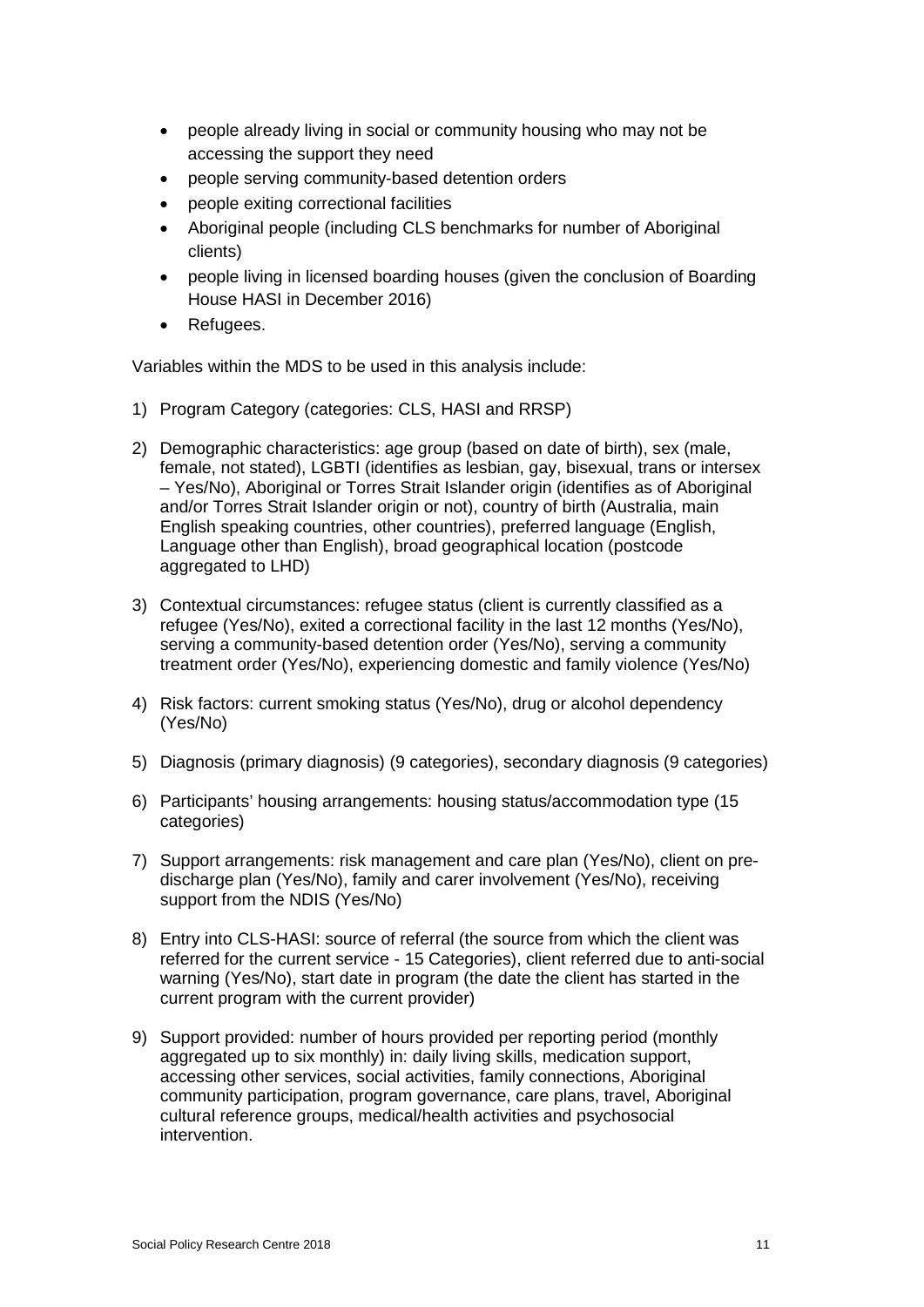- people already living in social or community housing who may not be accessing the support they need
- people serving community-based detention orders
- people exiting correctional facilities
- Aboriginal people (including CLS benchmarks for number of Aboriginal clients)
- people living in licensed boarding houses (given the conclusion of Boarding House HASI in December 2016)
- Refugees.

Variables within the MDS to be used in this analysis include:

1) Program Category (categories: CLS, HASI and RRSP)
2) Demographic characteristics: age group (based on date of birth), sex (male, female, not stated), LGBTI (identifies as lesbian, gay, bisexual, trans or intersex – Yes/No), Aboriginal or Torres Strait Islander origin (identifies as of Aboriginal and/or Torres Strait Islander origin or not), country of birth (Australia, main English speaking countries, other countries), preferred language (English, Language other than English), broad geographical location (postcode aggregated to LHD)
3) Contextual circumstances: refugee status (client is currently classified as a refugee (Yes/No), exited a correctional facility in the last 12 months (Yes/No), serving a community-based detention order (Yes/No), serving a community treatment order (Yes/No), experiencing domestic and family violence (Yes/No)
4) Risk factors: current smoking status (Yes/No), drug or alcohol dependency (Yes/No)
5) Diagnosis (primary diagnosis) (9 categories), secondary diagnosis (9 categories)
6) Participants' housing arrangements: housing status/accommodation type (15 categories)
7) Support arrangements: risk management and care plan (Yes/No), client on pre-discharge plan (Yes/No), family and carer involvement (Yes/No), receiving support from the NDIS (Yes/No)
8) Entry into CLS-HASI: source of referral (the source from which the client was referred for the current service - 15 Categories), client referred due to anti-social warning (Yes/No), start date in program (the date the client has started in the current program with the current provider)
9) Support provided: number of hours provided per reporting period (monthly aggregated up to six monthly) in: daily living skills, medication support, accessing other services, social activities, family connections, Aboriginal community participation, program governance, care plans, travel, Aboriginal cultural reference groups, medical/health activities and psychosocial intervention.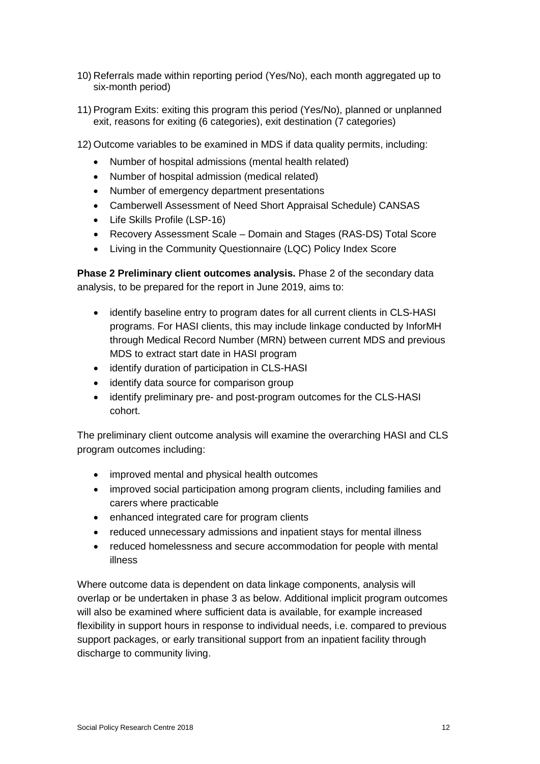10) Referrals made within reporting period (Yes/No), each month aggregated up to six-month period)

11) Program Exits: exiting this program this period (Yes/No), planned or unplanned exit, reasons for exiting (6 categories), exit destination (7 categories)

12) Outcome variables to be examined in MDS if data quality permits, including:

- Number of hospital admissions (mental health related)
- Number of hospital admission (medical related)
- Number of emergency department presentations
- Camberwell Assessment of Need Short Appraisal Schedule) CANSAS
- Life Skills Profile (LSP-16)
- Recovery Assessment Scale – Domain and Stages (RAS-DS) Total Score
- Living in the Community Questionnaire (LQC) Policy Index Score

**Phase 2 Preliminary client outcomes analysis.** Phase 2 of the secondary data analysis, to be prepared for the report in June 2019, aims to:

- identify baseline entry to program dates for all current clients in CLS-HASI programs. For HASI clients, this may include linkage conducted by InforMH through Medical Record Number (MRN) between current MDS and previous MDS to extract start date in HASI program
- identify duration of participation in CLS-HASI
- identify data source for comparison group
- identify preliminary pre- and post-program outcomes for the CLS-HASI cohort.

The preliminary client outcome analysis will examine the overarching HASI and CLS program outcomes including:

- improved mental and physical health outcomes
- improved social participation among program clients, including families and carers where practicable
- enhanced integrated care for program clients
- reduced unnecessary admissions and inpatient stays for mental illness
- reduced homelessness and secure accommodation for people with mental illness

Where outcome data is dependent on data linkage components, analysis will overlap or be undertaken in phase 3 as below. Additional implicit program outcomes will also be examined where sufficient data is available, for example increased flexibility in support hours in response to individual needs, i.e. compared to previous support packages, or early transitional support from an inpatient facility through discharge to community living.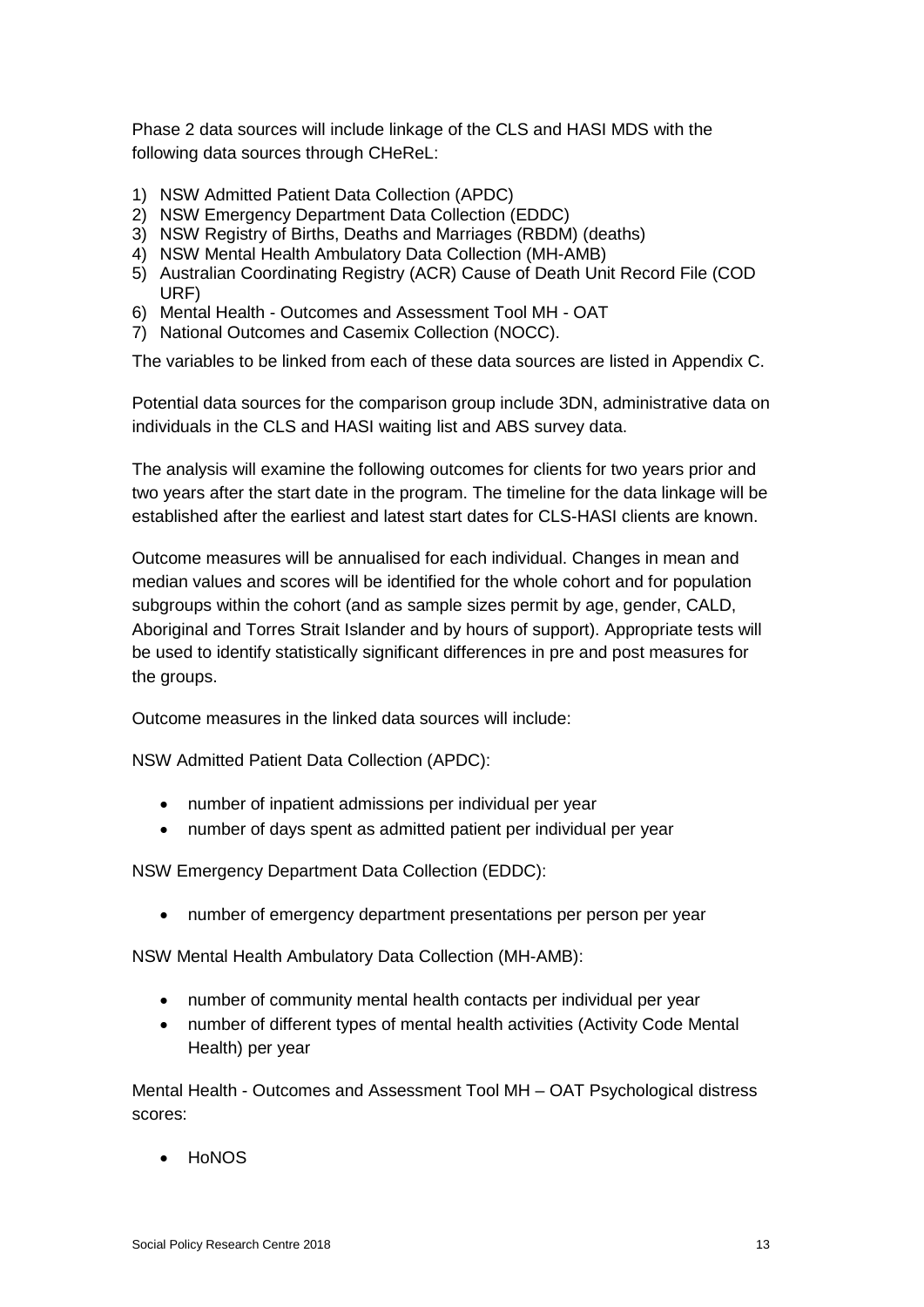Phase 2 data sources will include linkage of the CLS and HASI MDS with the following data sources through CHeReL:

1) NSW Admitted Patient Data Collection (APDC)
2) NSW Emergency Department Data Collection (EDDC)
3) NSW Registry of Births, Deaths and Marriages (RBDM) (deaths)
4) NSW Mental Health Ambulatory Data Collection (MH-AMB)
5) Australian Coordinating Registry (ACR) Cause of Death Unit Record File (COD URF)
6) Mental Health - Outcomes and Assessment Tool MH - OAT
7) National Outcomes and Casemix Collection (NOCC).

The variables to be linked from each of these data sources are listed in Appendix C.

Potential data sources for the comparison group include 3DN, administrative data on individuals in the CLS and HASI waiting list and ABS survey data.

The analysis will examine the following outcomes for clients for two years prior and two years after the start date in the program. The timeline for the data linkage will be established after the earliest and latest start dates for CLS-HASI clients are known.

Outcome measures will be annualised for each individual. Changes in mean and median values and scores will be identified for the whole cohort and for population subgroups within the cohort (and as sample sizes permit by age, gender, CALD, Aboriginal and Torres Strait Islander and by hours of support). Appropriate tests will be used to identify statistically significant differences in pre and post measures for the groups.

Outcome measures in the linked data sources will include:

NSW Admitted Patient Data Collection (APDC):

- number of inpatient admissions per individual per year
- number of days spent as admitted patient per individual per year

NSW Emergency Department Data Collection (EDDC):

- number of emergency department presentations per person per year

NSW Mental Health Ambulatory Data Collection (MH-AMB):

- number of community mental health contacts per individual per year
- number of different types of mental health activities (Activity Code Mental Health) per year

Mental Health - Outcomes and Assessment Tool MH – OAT Psychological distress scores:

- HoNOS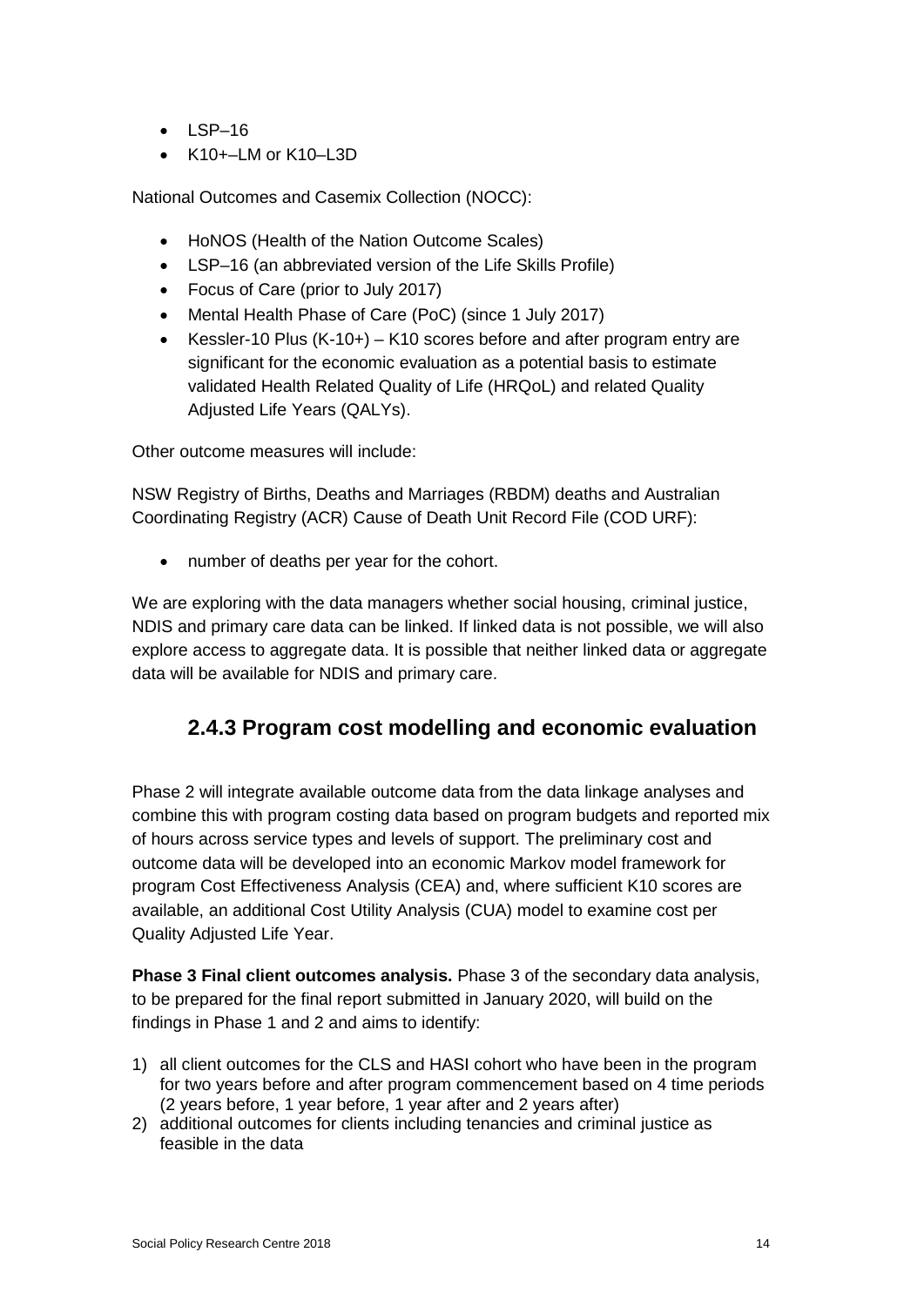- LSP–16
- K10+–LM or K10–L3D

National Outcomes and Casemix Collection (NOCC):

- HoNOS (Health of the Nation Outcome Scales)
- LSP–16 (an abbreviated version of the Life Skills Profile)
- Focus of Care (prior to July 2017)
- Mental Health Phase of Care (PoC) (since 1 July 2017)
- Kessler-10 Plus (K-10+) – K10 scores before and after program entry are significant for the economic evaluation as a potential basis to estimate validated Health Related Quality of Life (HRQoL) and related Quality Adjusted Life Years (QALYs).

Other outcome measures will include:

NSW Registry of Births, Deaths and Marriages (RBDM) deaths and Australian Coordinating Registry (ACR) Cause of Death Unit Record File (COD URF):

- number of deaths per year for the cohort.

We are exploring with the data managers whether social housing, criminal justice, NDIS and primary care data can be linked. If linked data is not possible, we will also explore access to aggregate data. It is possible that neither linked data or aggregate data will be available for NDIS and primary care.

### 2.4.3 Program cost modelling and economic evaluation

Phase 2 will integrate available outcome data from the data linkage analyses and combine this with program costing data based on program budgets and reported mix of hours across service types and levels of support. The preliminary cost and outcome data will be developed into an economic Markov model framework for program Cost Effectiveness Analysis (CEA) and, where sufficient K10 scores are available, an additional Cost Utility Analysis (CUA) model to examine cost per Quality Adjusted Life Year.

**Phase 3 Final client outcomes analysis.** Phase 3 of the secondary data analysis, to be prepared for the final report submitted in January 2020, will build on the findings in Phase 1 and 2 and aims to identify:

1) all client outcomes for the CLS and HASI cohort who have been in the program for two years before and after program commencement based on 4 time periods (2 years before, 1 year before, 1 year after and 2 years after)
2) additional outcomes for clients including tenancies and criminal justice as feasible in the data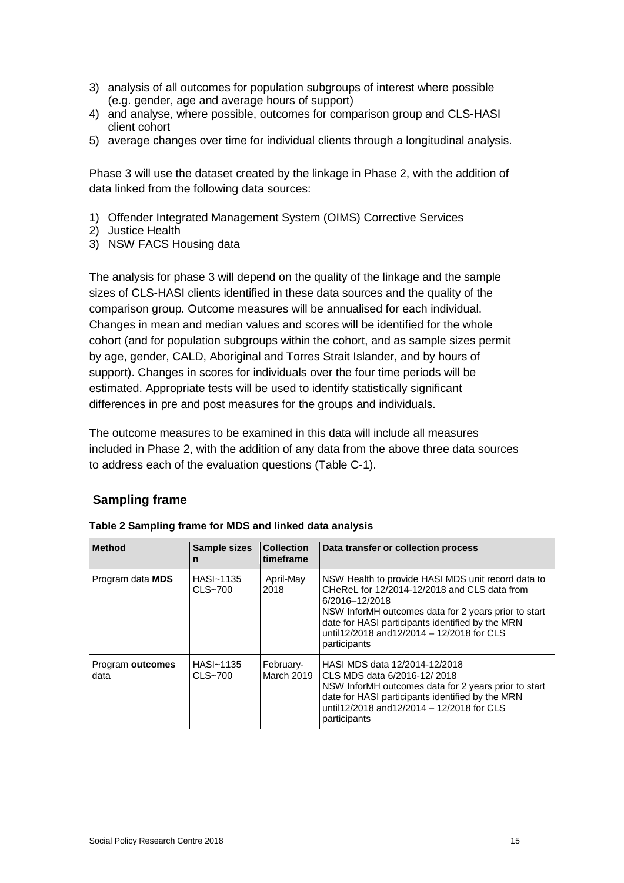3) analysis of all outcomes for population subgroups of interest where possible (e.g. gender, age and average hours of support)
4) and analyse, where possible, outcomes for comparison group and CLS-HASI client cohort
5) average changes over time for individual clients through a longitudinal analysis.

Phase 3 will use the dataset created by the linkage in Phase 2, with the addition of data linked from the following data sources:

1) Offender Integrated Management System (OIMS) Corrective Services
2) Justice Health
3) NSW FACS Housing data

The analysis for phase 3 will depend on the quality of the linkage and the sample sizes of CLS-HASI clients identified in these data sources and the quality of the comparison group. Outcome measures will be annualised for each individual. Changes in mean and median values and scores will be identified for the whole cohort (and for population subgroups within the cohort, and as sample sizes permit by age, gender, CALD, Aboriginal and Torres Strait Islander, and by hours of support). Changes in scores for individuals over the four time periods will be estimated. Appropriate tests will be used to identify statistically significant differences in pre and post measures for the groups and individuals.

The outcome measures to be examined in this data will include all measures included in Phase 2, with the addition of any data from the above three data sources to address each of the evaluation questions (Table C-1).

## Sampling frame

**Table 2 Sampling frame for MDS and linked data analysis**

| Method | Sample sizes n | Collection timeframe | Data transfer or collection process |
|---|---|---|---|
| Program data **MDS** | HASI~1135<br>CLS~700 | April-May 2018 | NSW Health to provide HASI MDS unit record data to CHeReL for 12/2014-12/2018 and CLS data from 6/2016–12/2018<br>NSW InforMH outcomes data for 2 years prior to start date for HASI participants identified by the MRN until12/2018 and12/2014 – 12/2018 for CLS participants |
| Program **outcomes** data | HASI~1135<br>CLS~700 | February-March 2019 | HASI MDS data 12/2014-12/2018<br>CLS MDS data 6/2016-12/ 2018<br>NSW InforMH outcomes data for 2 years prior to start date for HASI participants identified by the MRN until12/2018 and12/2014 – 12/2018 for CLS participants |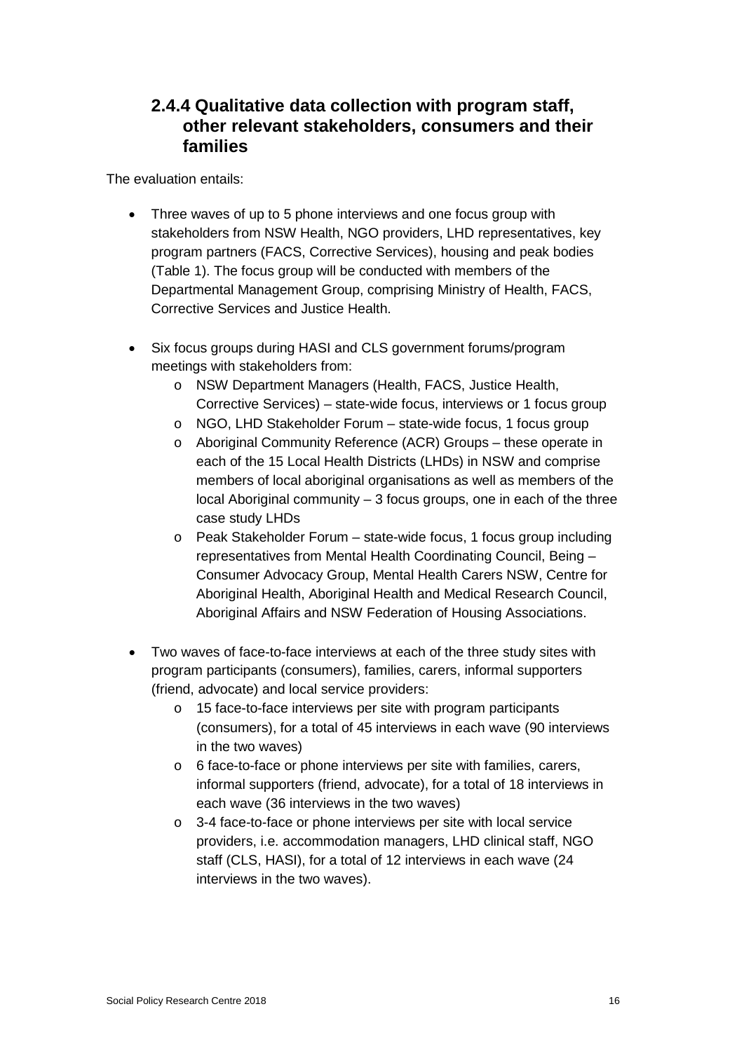### 2.4.4 Qualitative data collection with program staff, other relevant stakeholders, consumers and their families

The evaluation entails:

- Three waves of up to 5 phone interviews and one focus group with stakeholders from NSW Health, NGO providers, LHD representatives, key program partners (FACS, Corrective Services), housing and peak bodies (Table 1). The focus group will be conducted with members of the Departmental Management Group, comprising Ministry of Health, FACS, Corrective Services and Justice Health.

- Six focus groups during HASI and CLS government forums/program meetings with stakeholders from:
  - NSW Department Managers (Health, FACS, Justice Health, Corrective Services) – state-wide focus, interviews or 1 focus group
  - NGO, LHD Stakeholder Forum – state-wide focus, 1 focus group
  - Aboriginal Community Reference (ACR) Groups – these operate in each of the 15 Local Health Districts (LHDs) in NSW and comprise members of local aboriginal organisations as well as members of the local Aboriginal community – 3 focus groups, one in each of the three case study LHDs
  - Peak Stakeholder Forum – state-wide focus, 1 focus group including representatives from Mental Health Coordinating Council, Being – Consumer Advocacy Group, Mental Health Carers NSW, Centre for Aboriginal Health, Aboriginal Health and Medical Research Council, Aboriginal Affairs and NSW Federation of Housing Associations.

- Two waves of face-to-face interviews at each of the three study sites with program participants (consumers), families, carers, informal supporters (friend, advocate) and local service providers:
  - 15 face-to-face interviews per site with program participants (consumers), for a total of 45 interviews in each wave (90 interviews in the two waves)
  - 6 face-to-face or phone interviews per site with families, carers, informal supporters (friend, advocate), for a total of 18 interviews in each wave (36 interviews in the two waves)
  - 3-4 face-to-face or phone interviews per site with local service providers, i.e. accommodation managers, LHD clinical staff, NGO staff (CLS, HASI), for a total of 12 interviews in each wave (24 interviews in the two waves).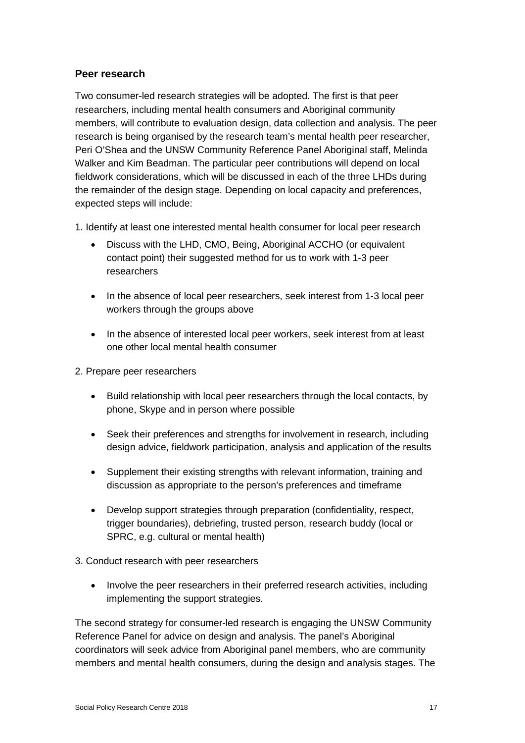### Peer research

Two consumer-led research strategies will be adopted. The first is that peer researchers, including mental health consumers and Aboriginal community members, will contribute to evaluation design, data collection and analysis. The peer research is being organised by the research team's mental health peer researcher, Peri O'Shea and the UNSW Community Reference Panel Aboriginal staff, Melinda Walker and Kim Beadman. The particular peer contributions will depend on local fieldwork considerations, which will be discussed in each of the three LHDs during the remainder of the design stage. Depending on local capacity and preferences, expected steps will include:

1. Identify at least one interested mental health consumer for local peer research
   - Discuss with the LHD, CMO, Being, Aboriginal ACCHO (or equivalent contact point) their suggested method for us to work with 1-3 peer researchers
   - In the absence of local peer researchers, seek interest from 1-3 local peer workers through the groups above
   - In the absence of interested local peer workers, seek interest from at least one other local mental health consumer
2. Prepare peer researchers
   - Build relationship with local peer researchers through the local contacts, by phone, Skype and in person where possible
   - Seek their preferences and strengths for involvement in research, including design advice, fieldwork participation, analysis and application of the results
   - Supplement their existing strengths with relevant information, training and discussion as appropriate to the person's preferences and timeframe
   - Develop support strategies through preparation (confidentiality, respect, trigger boundaries), debriefing, trusted person, research buddy (local or SPRC, e.g. cultural or mental health)
3. Conduct research with peer researchers
   - Involve the peer researchers in their preferred research activities, including implementing the support strategies.

The second strategy for consumer-led research is engaging the UNSW Community Reference Panel for advice on design and analysis. The panel's Aboriginal coordinators will seek advice from Aboriginal panel members, who are community members and mental health consumers, during the design and analysis stages. The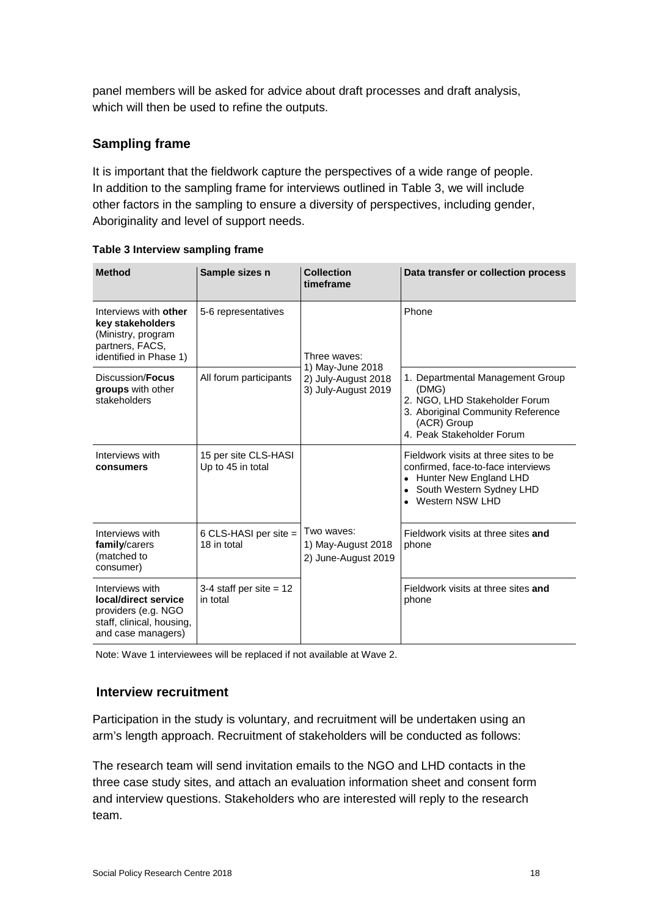panel members will be asked for advice about draft processes and draft analysis, which will then be used to refine the outputs.

## Sampling frame

It is important that the fieldwork capture the perspectives of a wide range of people. In addition to the sampling frame for interviews outlined in Table 3, we will include other factors in the sampling to ensure a diversity of perspectives, including gender, Aboriginality and level of support needs.

**Table 3 Interview sampling frame**

| Method | Sample sizes n | Collection timeframe | Data transfer or collection process |
|---|---|---|---|
| Interviews with **other key stakeholders** (Ministry, program partners, FACS, identified in Phase 1) | 5-6 representatives | Three waves: 1) May-June 2018 2) July-August 2018 3) July-August 2019 | Phone |
| Discussion/**Focus groups** with other stakeholders | All forum participants | | 1. Departmental Management Group (DMG) 2. NGO, LHD Stakeholder Forum 3. Aboriginal Community Reference (ACR) Group 4. Peak Stakeholder Forum |
| Interviews with **consumers** | 15 per site CLS-HASI Up to 45 in total | Two waves: 1) May-August 2018 2) June-August 2019 | Fieldwork visits at three sites to be confirmed, face-to-face interviews • Hunter New England LHD • South Western Sydney LHD • Western NSW LHD |
| Interviews with **family**/carers (matched to consumer) | 6 CLS-HASI per site = 18 in total | | Fieldwork visits at three sites **and** phone |
| Interviews with **local/direct service** providers (e.g. NGO staff, clinical, housing, and case managers) | 3-4 staff per site = 12 in total | | Fieldwork visits at three sites **and** phone |

Note: Wave 1 interviewees will be replaced if not available at Wave 2.

## Interview recruitment

Participation in the study is voluntary, and recruitment will be undertaken using an arm's length approach. Recruitment of stakeholders will be conducted as follows:

The research team will send invitation emails to the NGO and LHD contacts in the three case study sites, and attach an evaluation information sheet and consent form and interview questions. Stakeholders who are interested will reply to the research team.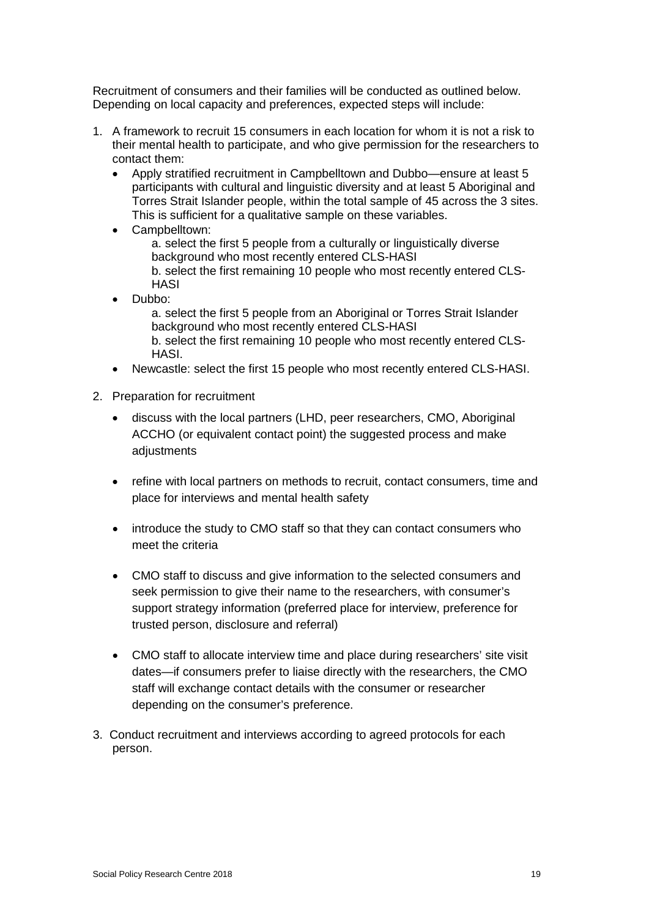Recruitment of consumers and their families will be conducted as outlined below. Depending on local capacity and preferences, expected steps will include:

1. A framework to recruit 15 consumers in each location for whom it is not a risk to their mental health to participate, and who give permission for the researchers to contact them:
   - Apply stratified recruitment in Campbelltown and Dubbo—ensure at least 5 participants with cultural and linguistic diversity and at least 5 Aboriginal and Torres Strait Islander people, within the total sample of 45 across the 3 sites. This is sufficient for a qualitative sample on these variables.
   - Campbelltown:
     a. select the first 5 people from a culturally or linguistically diverse background who most recently entered CLS-HASI
     b. select the first remaining 10 people who most recently entered CLS-HASI
   - Dubbo:
     a. select the first 5 people from an Aboriginal or Torres Strait Islander background who most recently entered CLS-HASI
     b. select the first remaining 10 people who most recently entered CLS-HASI.
   - Newcastle: select the first 15 people who most recently entered CLS-HASI.
2. Preparation for recruitment
   - discuss with the local partners (LHD, peer researchers, CMO, Aboriginal ACCHO (or equivalent contact point) the suggested process and make adjustments
   - refine with local partners on methods to recruit, contact consumers, time and place for interviews and mental health safety
   - introduce the study to CMO staff so that they can contact consumers who meet the criteria
   - CMO staff to discuss and give information to the selected consumers and seek permission to give their name to the researchers, with consumer's support strategy information (preferred place for interview, preference for trusted person, disclosure and referral)
   - CMO staff to allocate interview time and place during researchers' site visit dates—if consumers prefer to liaise directly with the researchers, the CMO staff will exchange contact details with the consumer or researcher depending on the consumer's preference.
3. Conduct recruitment and interviews according to agreed protocols for each person.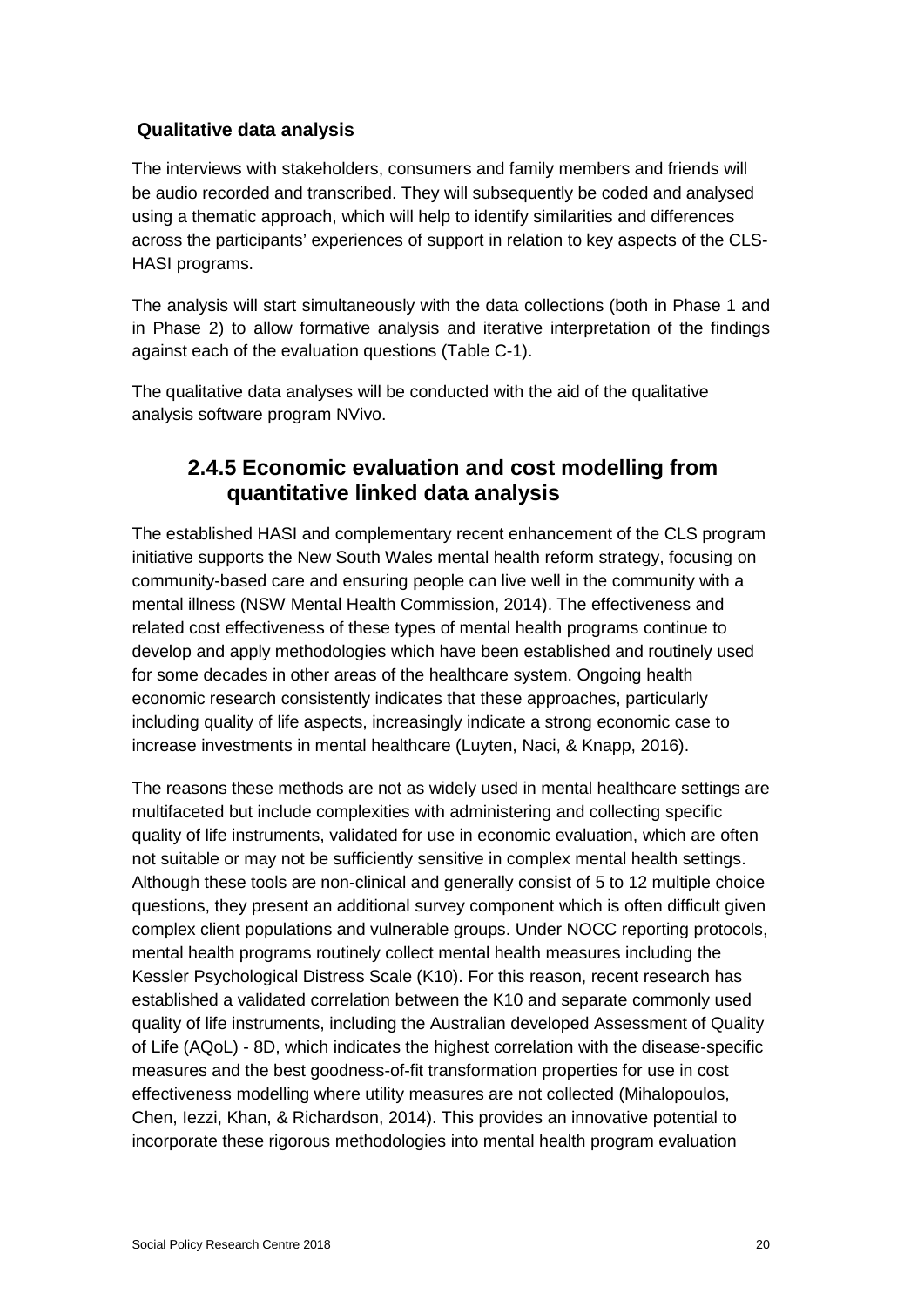**Qualitative data analysis**

The interviews with stakeholders, consumers and family members and friends will be audio recorded and transcribed. They will subsequently be coded and analysed using a thematic approach, which will help to identify similarities and differences across the participants' experiences of support in relation to key aspects of the CLS-HASI programs.

The analysis will start simultaneously with the data collections (both in Phase 1 and in Phase 2) to allow formative analysis and iterative interpretation of the findings against each of the evaluation questions (Table C-1).

The qualitative data analyses will be conducted with the aid of the qualitative analysis software program NVivo.

## 2.4.5 Economic evaluation and cost modelling from quantitative linked data analysis

The established HASI and complementary recent enhancement of the CLS program initiative supports the New South Wales mental health reform strategy, focusing on community-based care and ensuring people can live well in the community with a mental illness (NSW Mental Health Commission, 2014). The effectiveness and related cost effectiveness of these types of mental health programs continue to develop and apply methodologies which have been established and routinely used for some decades in other areas of the healthcare system. Ongoing health economic research consistently indicates that these approaches, particularly including quality of life aspects, increasingly indicate a strong economic case to increase investments in mental healthcare (Luyten, Naci, & Knapp, 2016).

The reasons these methods are not as widely used in mental healthcare settings are multifaceted but include complexities with administering and collecting specific quality of life instruments, validated for use in economic evaluation, which are often not suitable or may not be sufficiently sensitive in complex mental health settings. Although these tools are non-clinical and generally consist of 5 to 12 multiple choice questions, they present an additional survey component which is often difficult given complex client populations and vulnerable groups. Under NOCC reporting protocols, mental health programs routinely collect mental health measures including the Kessler Psychological Distress Scale (K10). For this reason, recent research has established a validated correlation between the K10 and separate commonly used quality of life instruments, including the Australian developed Assessment of Quality of Life (AQoL) - 8D, which indicates the highest correlation with the disease-specific measures and the best goodness-of-fit transformation properties for use in cost effectiveness modelling where utility measures are not collected (Mihalopoulos, Chen, Iezzi, Khan, & Richardson, 2014). This provides an innovative potential to incorporate these rigorous methodologies into mental health program evaluation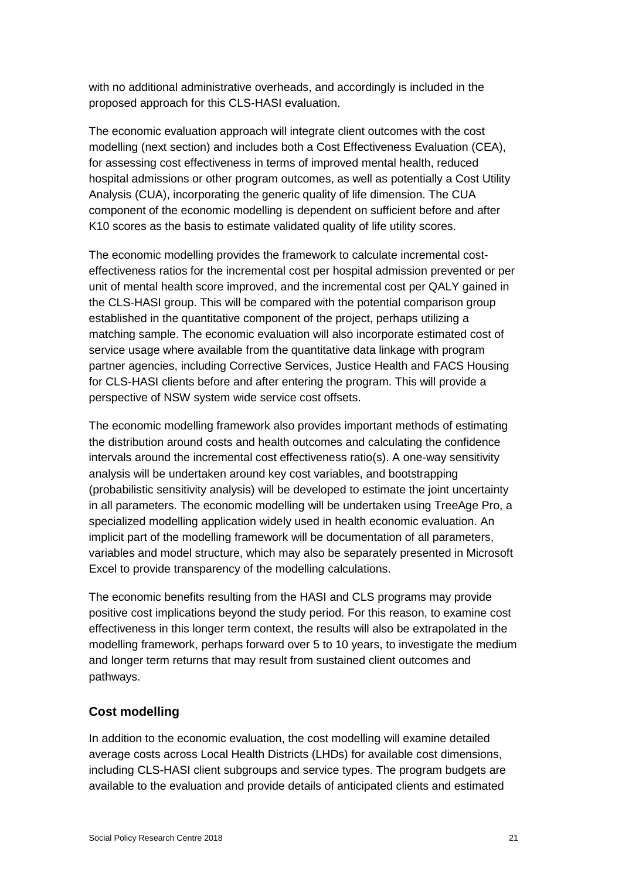with no additional administrative overheads, and accordingly is included in the proposed approach for this CLS-HASI evaluation.

The economic evaluation approach will integrate client outcomes with the cost modelling (next section) and includes both a Cost Effectiveness Evaluation (CEA), for assessing cost effectiveness in terms of improved mental health, reduced hospital admissions or other program outcomes, as well as potentially a Cost Utility Analysis (CUA), incorporating the generic quality of life dimension. The CUA component of the economic modelling is dependent on sufficient before and after K10 scores as the basis to estimate validated quality of life utility scores.

The economic modelling provides the framework to calculate incremental cost-effectiveness ratios for the incremental cost per hospital admission prevented or per unit of mental health score improved, and the incremental cost per QALY gained in the CLS-HASI group. This will be compared with the potential comparison group established in the quantitative component of the project, perhaps utilizing a matching sample. The economic evaluation will also incorporate estimated cost of service usage where available from the quantitative data linkage with program partner agencies, including Corrective Services, Justice Health and FACS Housing for CLS-HASI clients before and after entering the program. This will provide a perspective of NSW system wide service cost offsets.

The economic modelling framework also provides important methods of estimating the distribution around costs and health outcomes and calculating the confidence intervals around the incremental cost effectiveness ratio(s). A one-way sensitivity analysis will be undertaken around key cost variables, and bootstrapping (probabilistic sensitivity analysis) will be developed to estimate the joint uncertainty in all parameters. The economic modelling will be undertaken using TreeAge Pro, a specialized modelling application widely used in health economic evaluation. An implicit part of the modelling framework will be documentation of all parameters, variables and model structure, which may also be separately presented in Microsoft Excel to provide transparency of the modelling calculations.

The economic benefits resulting from the HASI and CLS programs may provide positive cost implications beyond the study period. For this reason, to examine cost effectiveness in this longer term context, the results will also be extrapolated in the modelling framework, perhaps forward over 5 to 10 years, to investigate the medium and longer term returns that may result from sustained client outcomes and pathways.

### Cost modelling

In addition to the economic evaluation, the cost modelling will examine detailed average costs across Local Health Districts (LHDs) for available cost dimensions, including CLS-HASI client subgroups and service types. The program budgets are available to the evaluation and provide details of anticipated clients and estimated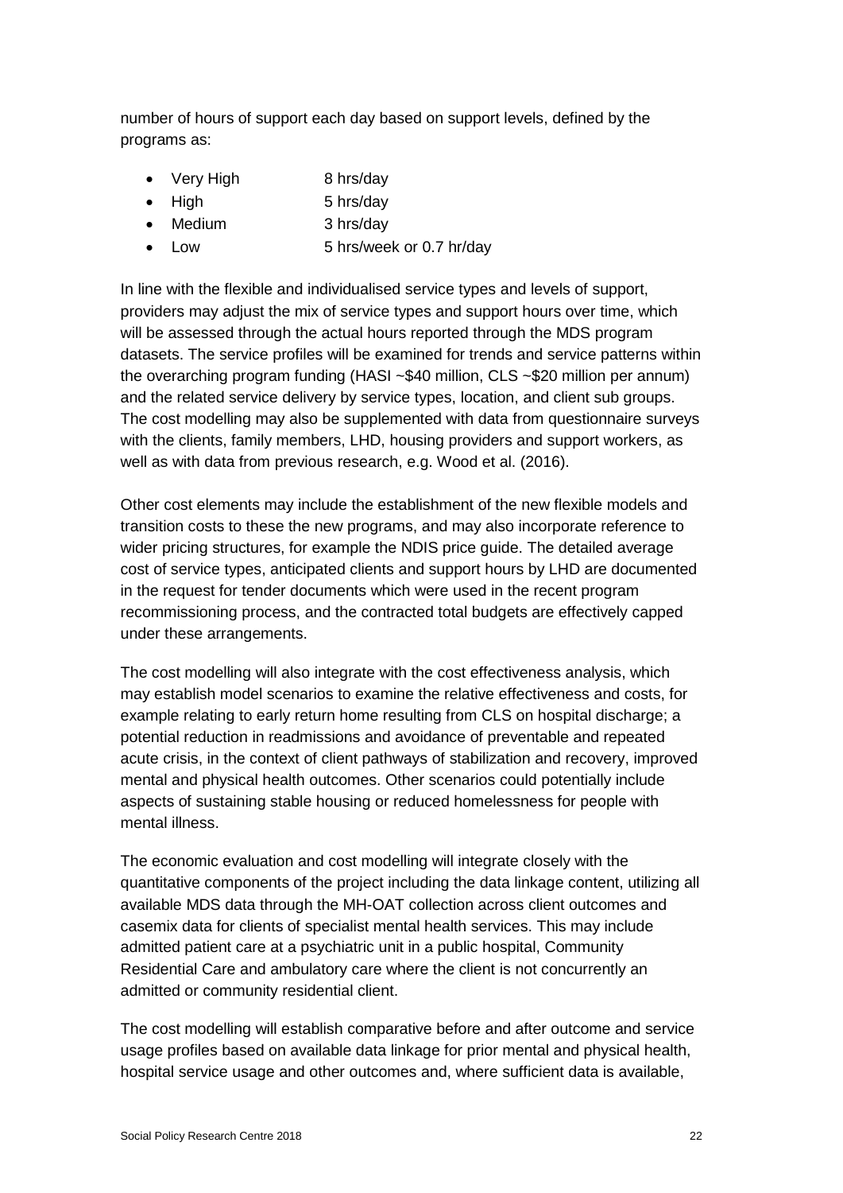number of hours of support each day based on support levels, defined by the programs as:

- Very High 8 hrs/day
- High 5 hrs/day
- Medium 3 hrs/day
- Low 5 hrs/week or 0.7 hr/day

In line with the flexible and individualised service types and levels of support, providers may adjust the mix of service types and support hours over time, which will be assessed through the actual hours reported through the MDS program datasets. The service profiles will be examined for trends and service patterns within the overarching program funding (HASI ~$40 million, CLS ~$20 million per annum) and the related service delivery by service types, location, and client sub groups. The cost modelling may also be supplemented with data from questionnaire surveys with the clients, family members, LHD, housing providers and support workers, as well as with data from previous research, e.g. Wood et al. (2016).

Other cost elements may include the establishment of the new flexible models and transition costs to these the new programs, and may also incorporate reference to wider pricing structures, for example the NDIS price guide. The detailed average cost of service types, anticipated clients and support hours by LHD are documented in the request for tender documents which were used in the recent program recommissioning process, and the contracted total budgets are effectively capped under these arrangements.

The cost modelling will also integrate with the cost effectiveness analysis, which may establish model scenarios to examine the relative effectiveness and costs, for example relating to early return home resulting from CLS on hospital discharge; a potential reduction in readmissions and avoidance of preventable and repeated acute crisis, in the context of client pathways of stabilization and recovery, improved mental and physical health outcomes. Other scenarios could potentially include aspects of sustaining stable housing or reduced homelessness for people with mental illness.

The economic evaluation and cost modelling will integrate closely with the quantitative components of the project including the data linkage content, utilizing all available MDS data through the MH-OAT collection across client outcomes and casemix data for clients of specialist mental health services. This may include admitted patient care at a psychiatric unit in a public hospital, Community Residential Care and ambulatory care where the client is not concurrently an admitted or community residential client.

The cost modelling will establish comparative before and after outcome and service usage profiles based on available data linkage for prior mental and physical health, hospital service usage and other outcomes and, where sufficient data is available,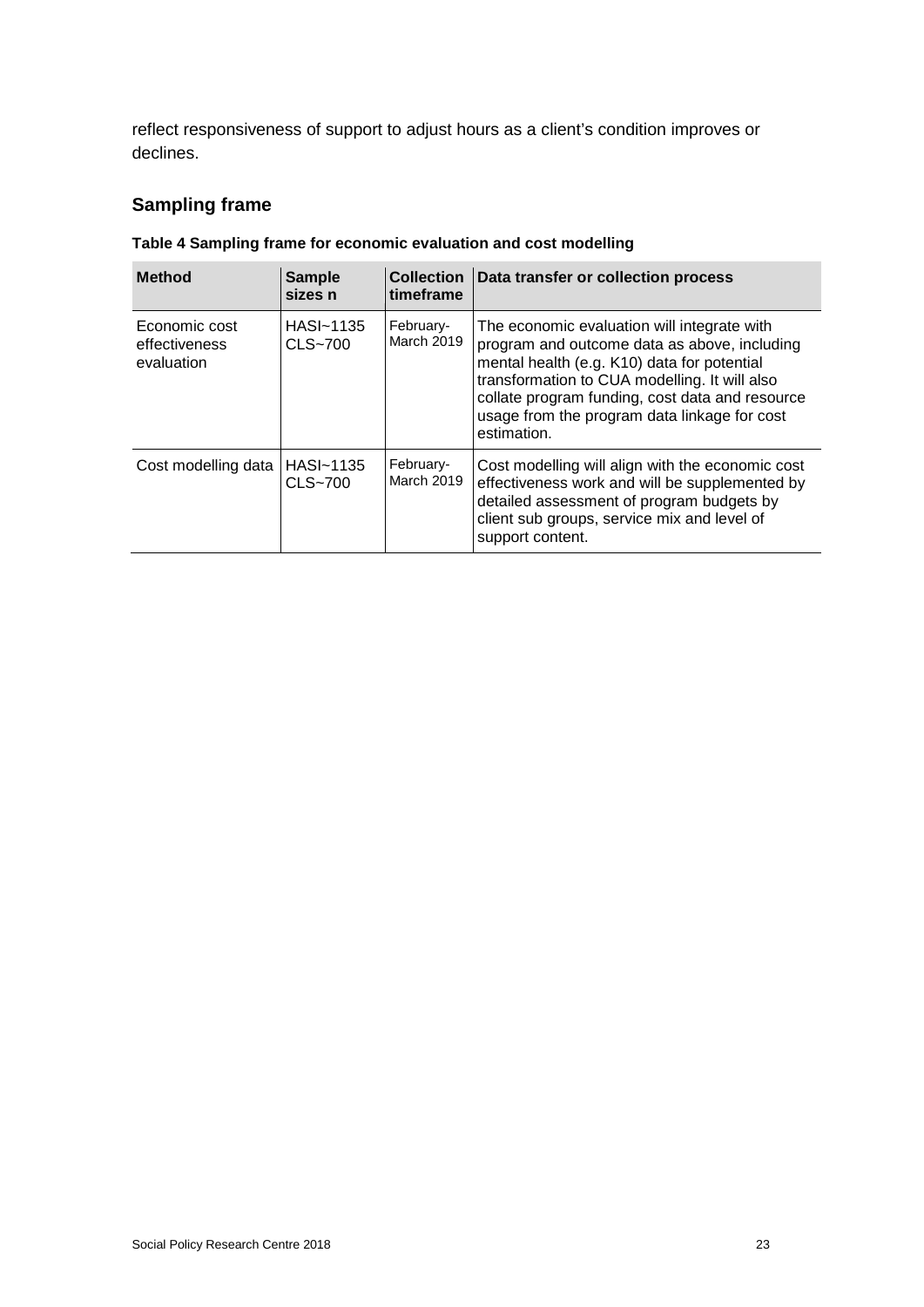reflect responsiveness of support to adjust hours as a client's condition improves or declines.

## Sampling frame

**Table 4 Sampling frame for economic evaluation and cost modelling**

| Method | Sample sizes n | Collection timeframe | Data transfer or collection process |
|---|---|---|---|
| Economic cost effectiveness evaluation | HASI~1135 CLS~700 | February-March 2019 | The economic evaluation will integrate with program and outcome data as above, including mental health (e.g. K10) data for potential transformation to CUA modelling. It will also collate program funding, cost data and resource usage from the program data linkage for cost estimation. |
| Cost modelling data | HASI~1135 CLS~700 | February-March 2019 | Cost modelling will align with the economic cost effectiveness work and will be supplemented by detailed assessment of program budgets by client sub groups, service mix and level of support content. |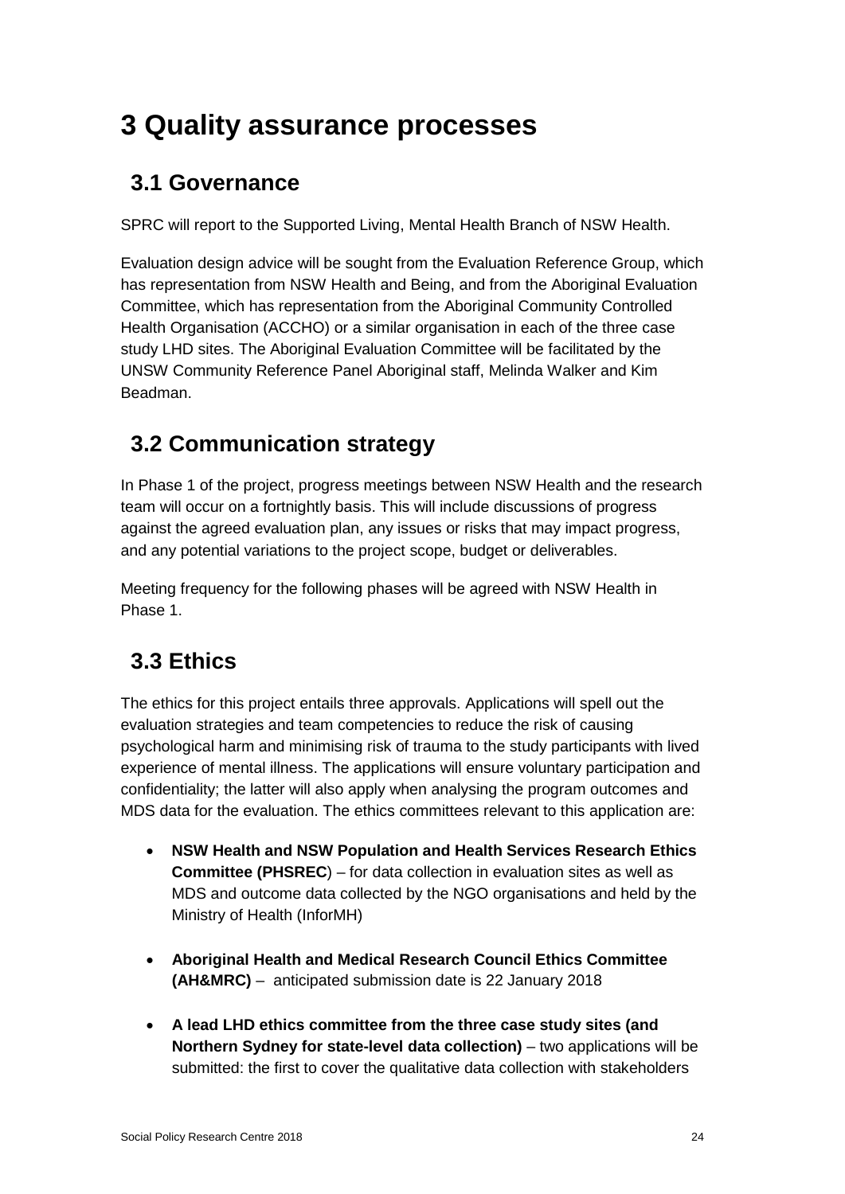# 3 Quality assurance processes

## 3.1 Governance

SPRC will report to the Supported Living, Mental Health Branch of NSW Health.

Evaluation design advice will be sought from the Evaluation Reference Group, which has representation from NSW Health and Being, and from the Aboriginal Evaluation Committee, which has representation from the Aboriginal Community Controlled Health Organisation (ACCHO) or a similar organisation in each of the three case study LHD sites. The Aboriginal Evaluation Committee will be facilitated by the UNSW Community Reference Panel Aboriginal staff, Melinda Walker and Kim Beadman.

## 3.2 Communication strategy

In Phase 1 of the project, progress meetings between NSW Health and the research team will occur on a fortnightly basis. This will include discussions of progress against the agreed evaluation plan, any issues or risks that may impact progress, and any potential variations to the project scope, budget or deliverables.

Meeting frequency for the following phases will be agreed with NSW Health in Phase 1.

## 3.3 Ethics

The ethics for this project entails three approvals. Applications will spell out the evaluation strategies and team competencies to reduce the risk of causing psychological harm and minimising risk of trauma to the study participants with lived experience of mental illness. The applications will ensure voluntary participation and confidentiality; the latter will also apply when analysing the program outcomes and MDS data for the evaluation. The ethics committees relevant to this application are:

- **NSW Health and NSW Population and Health Services Research Ethics Committee (PHSREC**) – for data collection in evaluation sites as well as MDS and outcome data collected by the NGO organisations and held by the Ministry of Health (InforMH)
- **Aboriginal Health and Medical Research Council Ethics Committee (AH&MRC)** – anticipated submission date is 22 January 2018
- **A lead LHD ethics committee from the three case study sites (and Northern Sydney for state-level data collection)** – two applications will be submitted: the first to cover the qualitative data collection with stakeholders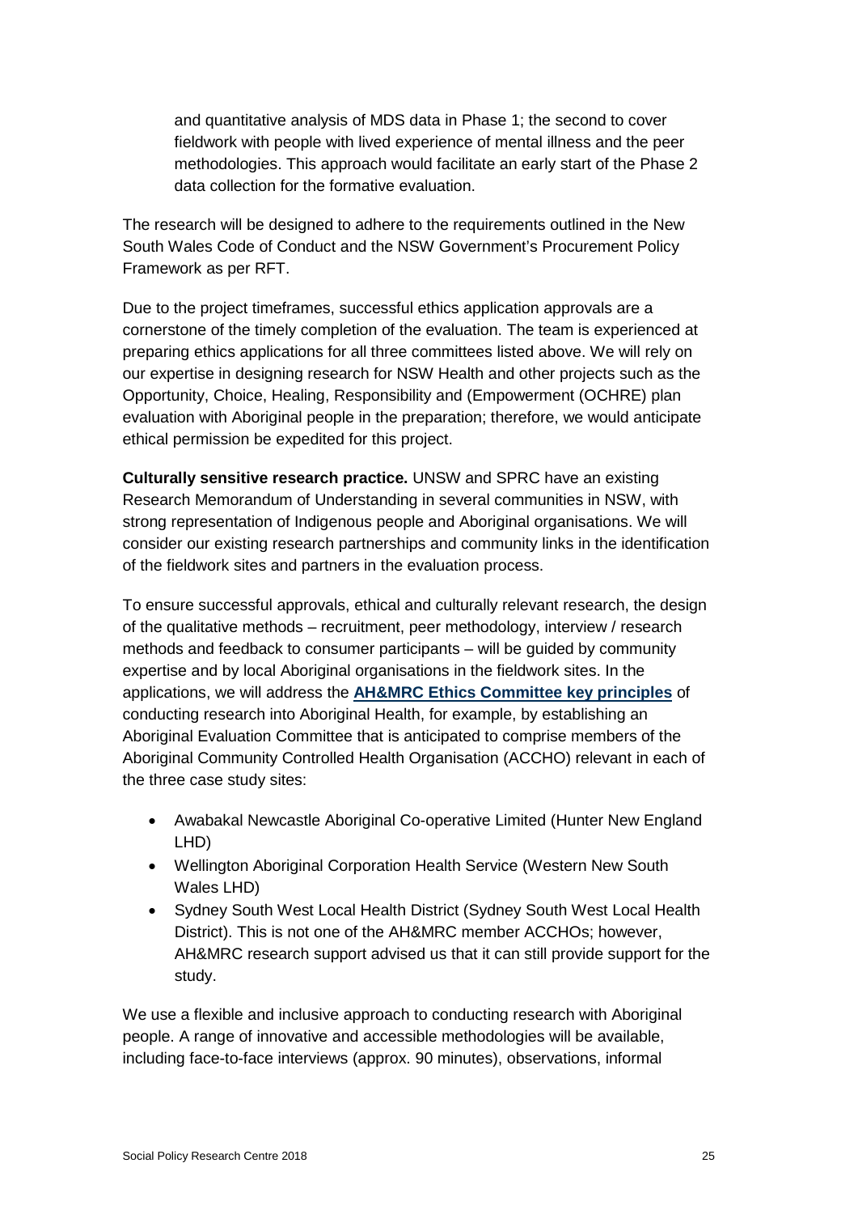and quantitative analysis of MDS data in Phase 1; the second to cover fieldwork with people with lived experience of mental illness and the peer methodologies. This approach would facilitate an early start of the Phase 2 data collection for the formative evaluation.

The research will be designed to adhere to the requirements outlined in the New South Wales Code of Conduct and the NSW Government's Procurement Policy Framework as per RFT.

Due to the project timeframes, successful ethics application approvals are a cornerstone of the timely completion of the evaluation. The team is experienced at preparing ethics applications for all three committees listed above. We will rely on our expertise in designing research for NSW Health and other projects such as the Opportunity, Choice, Healing, Responsibility and (Empowerment (OCHRE) plan evaluation with Aboriginal people in the preparation; therefore, we would anticipate ethical permission be expedited for this project.

**Culturally sensitive research practice.** UNSW and SPRC have an existing Research Memorandum of Understanding in several communities in NSW, with strong representation of Indigenous people and Aboriginal organisations. We will consider our existing research partnerships and community links in the identification of the fieldwork sites and partners in the evaluation process.

To ensure successful approvals, ethical and culturally relevant research, the design of the qualitative methods – recruitment, peer methodology, interview / research methods and feedback to consumer participants – will be guided by community expertise and by local Aboriginal organisations in the fieldwork sites. In the applications, we will address the **AH&MRC Ethics Committee key principles** of conducting research into Aboriginal Health, for example, by establishing an Aboriginal Evaluation Committee that is anticipated to comprise members of the Aboriginal Community Controlled Health Organisation (ACCHO) relevant in each of the three case study sites:

- Awabakal Newcastle Aboriginal Co-operative Limited (Hunter New England LHD)
- Wellington Aboriginal Corporation Health Service (Western New South Wales LHD)
- Sydney South West Local Health District (Sydney South West Local Health District). This is not one of the AH&MRC member ACCHOs; however, AH&MRC research support advised us that it can still provide support for the study.

We use a flexible and inclusive approach to conducting research with Aboriginal people. A range of innovative and accessible methodologies will be available, including face-to-face interviews (approx. 90 minutes), observations, informal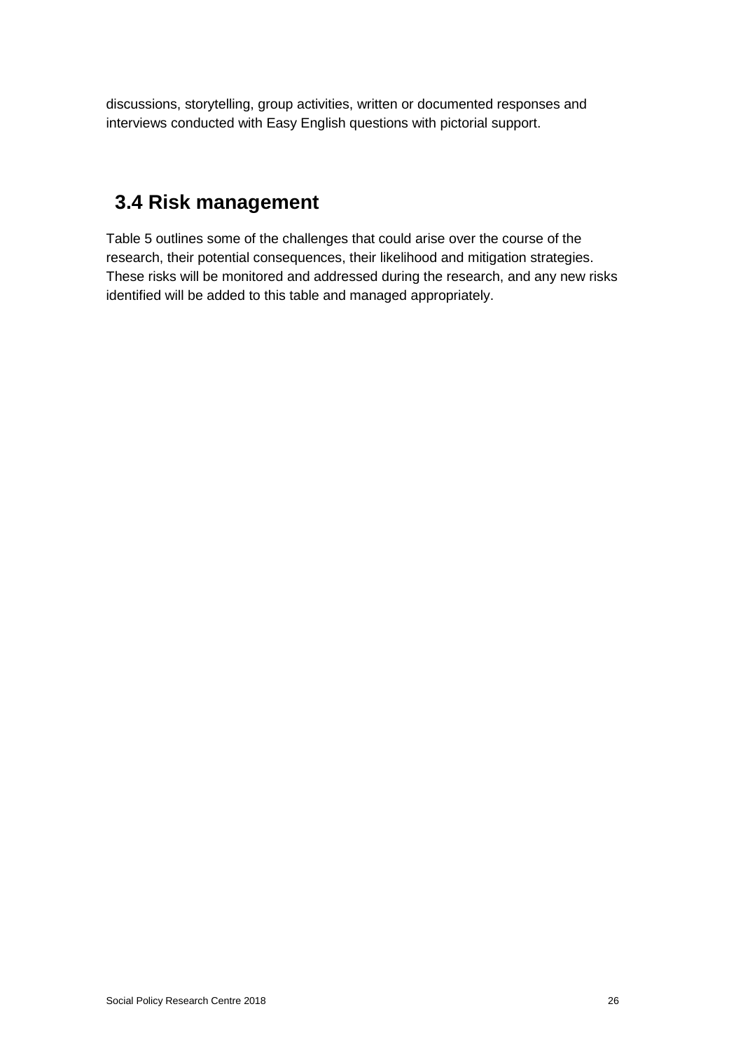discussions, storytelling, group activities, written or documented responses and interviews conducted with Easy English questions with pictorial support.

## 3.4 Risk management

Table 5 outlines some of the challenges that could arise over the course of the research, their potential consequences, their likelihood and mitigation strategies. These risks will be monitored and addressed during the research, and any new risks identified will be added to this table and managed appropriately.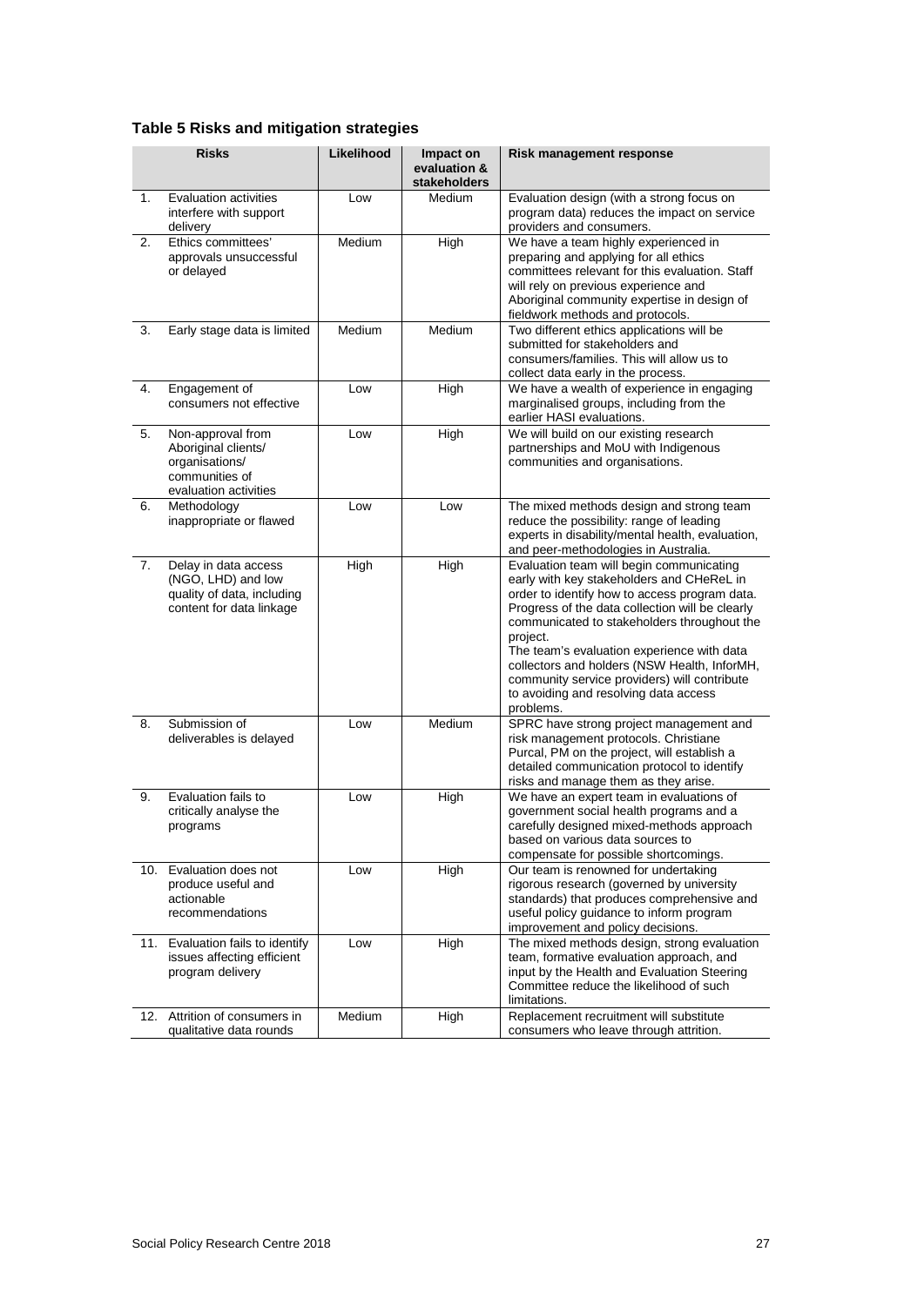**Table 5 Risks and mitigation strategies**

| | Risks | Likelihood | Impact on evaluation & stakeholders | Risk management response |
|---|---|---|---|---|
| 1. | Evaluation activities interfere with support delivery | Low | Medium | Evaluation design (with a strong focus on program data) reduces the impact on service providers and consumers. |
| 2. | Ethics committees' approvals unsuccessful or delayed | Medium | High | We have a team highly experienced in preparing and applying for all ethics committees relevant for this evaluation. Staff will rely on previous experience and Aboriginal community expertise in design of fieldwork methods and protocols. |
| 3. | Early stage data is limited | Medium | Medium | Two different ethics applications will be submitted for stakeholders and consumers/families. This will allow us to collect data early in the process. |
| 4. | Engagement of consumers not effective | Low | High | We have a wealth of experience in engaging marginalised groups, including from the earlier HASI evaluations. |
| 5. | Non-approval from Aboriginal clients/ organisations/ communities of evaluation activities | Low | High | We will build on our existing research partnerships and MoU with Indigenous communities and organisations. |
| 6. | Methodology inappropriate or flawed | Low | Low | The mixed methods design and strong team reduce the possibility: range of leading experts in disability/mental health, evaluation, and peer-methodologies in Australia. |
| 7. | Delay in data access (NGO, LHD) and low quality of data, including content for data linkage | High | High | Evaluation team will begin communicating early with key stakeholders and CHeReL in order to identify how to access program data. Progress of the data collection will be clearly communicated to stakeholders throughout the project.<br>The team's evaluation experience with data collectors and holders (NSW Health, InforMH, community service providers) will contribute to avoiding and resolving data access problems. |
| 8. | Submission of deliverables is delayed | Low | Medium | SPRC have strong project management and risk management protocols. Christiane Purcal, PM on the project, will establish a detailed communication protocol to identify risks and manage them as they arise. |
| 9. | Evaluation fails to critically analyse the programs | Low | High | We have an expert team in evaluations of government social health programs and a carefully designed mixed-methods approach based on various data sources to compensate for possible shortcomings. |
| 10. | Evaluation does not produce useful and actionable recommendations | Low | High | Our team is renowned for undertaking rigorous research (governed by university standards) that produces comprehensive and useful policy guidance to inform program improvement and policy decisions. |
| 11. | Evaluation fails to identify issues affecting efficient program delivery | Low | High | The mixed methods design, strong evaluation team, formative evaluation approach, and input by the Health and Evaluation Steering Committee reduce the likelihood of such limitations. |
| 12. | Attrition of consumers in qualitative data rounds | Medium | High | Replacement recruitment will substitute consumers who leave through attrition. |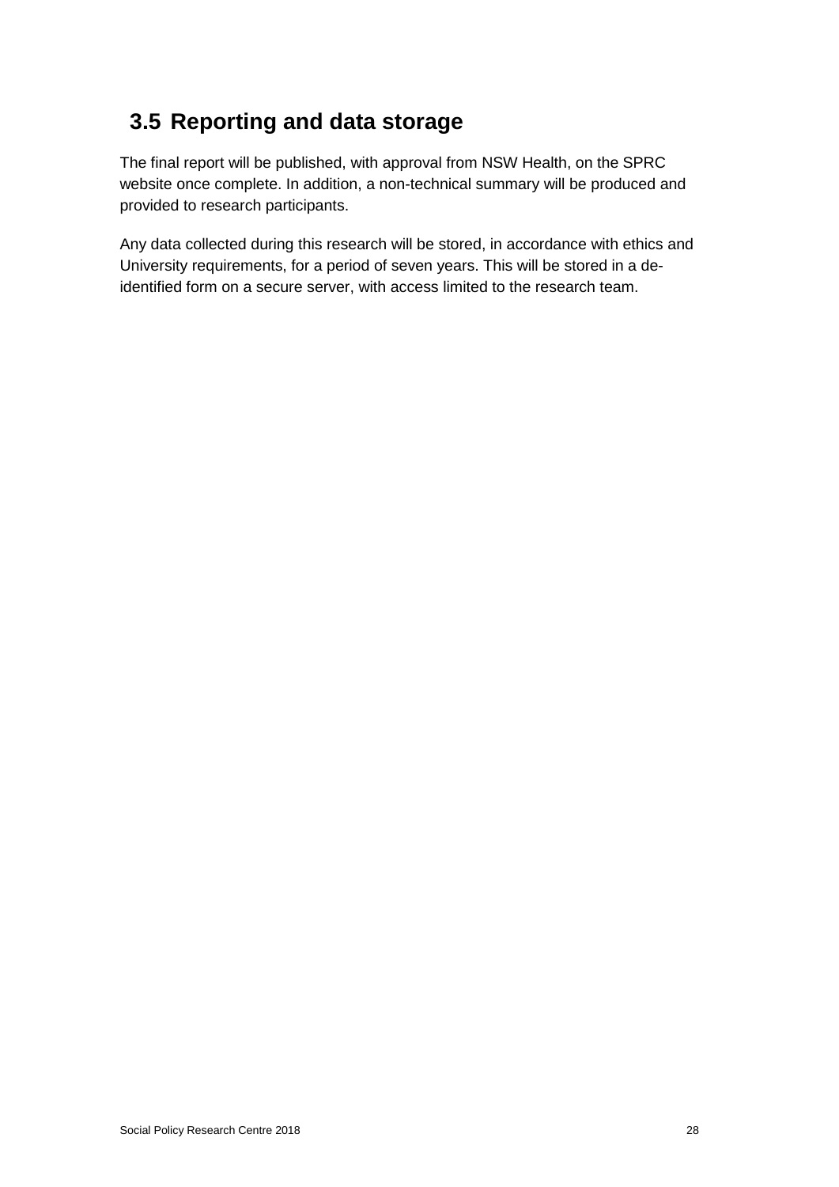## 3.5 Reporting and data storage

The final report will be published, with approval from NSW Health, on the SPRC website once complete. In addition, a non-technical summary will be produced and provided to research participants.

Any data collected during this research will be stored, in accordance with ethics and University requirements, for a period of seven years. This will be stored in a de-identified form on a secure server, with access limited to the research team.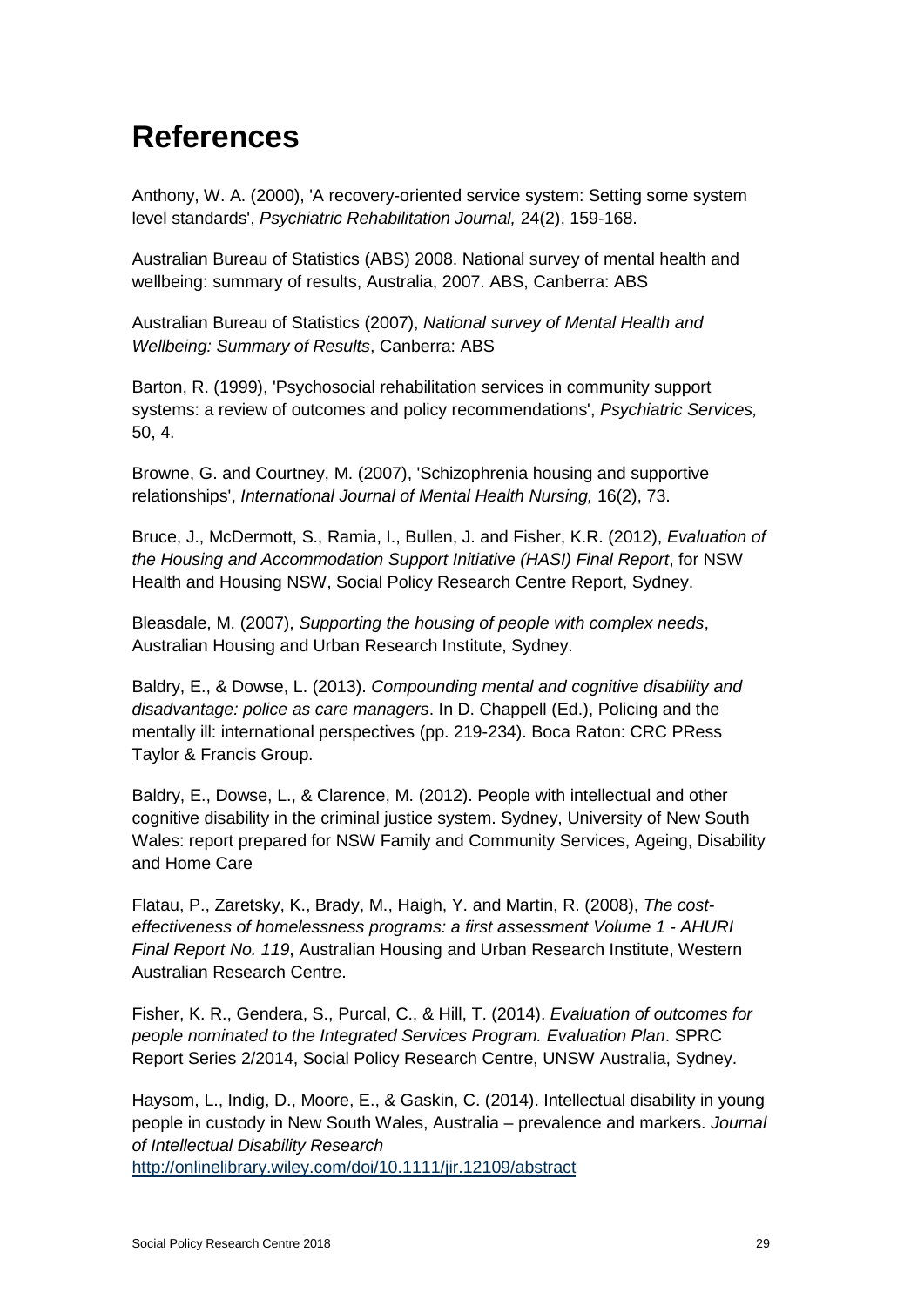# References

Anthony, W. A. (2000), 'A recovery-oriented service system: Setting some system level standards', *Psychiatric Rehabilitation Journal,* 24(2), 159-168.

Australian Bureau of Statistics (ABS) 2008. National survey of mental health and wellbeing: summary of results, Australia, 2007. ABS, Canberra: ABS

Australian Bureau of Statistics (2007), *National survey of Mental Health and Wellbeing: Summary of Results*, Canberra: ABS

Barton, R. (1999), 'Psychosocial rehabilitation services in community support systems: a review of outcomes and policy recommendations', *Psychiatric Services,* 50, 4.

Browne, G. and Courtney, M. (2007), 'Schizophrenia housing and supportive relationships', *International Journal of Mental Health Nursing,* 16(2), 73.

Bruce, J., McDermott, S., Ramia, I., Bullen, J. and Fisher, K.R. (2012), *Evaluation of the Housing and Accommodation Support Initiative (HASI) Final Report*, for NSW Health and Housing NSW, Social Policy Research Centre Report, Sydney.

Bleasdale, M. (2007), *Supporting the housing of people with complex needs*, Australian Housing and Urban Research Institute, Sydney.

Baldry, E., & Dowse, L. (2013). *Compounding mental and cognitive disability and disadvantage: police as care managers*. In D. Chappell (Ed.), Policing and the mentally ill: international perspectives (pp. 219-234). Boca Raton: CRC PRess Taylor & Francis Group.

Baldry, E., Dowse, L., & Clarence, M. (2012). People with intellectual and other cognitive disability in the criminal justice system. Sydney, University of New South Wales: report prepared for NSW Family and Community Services, Ageing, Disability and Home Care

Flatau, P., Zaretsky, K., Brady, M., Haigh, Y. and Martin, R. (2008), *The cost-effectiveness of homelessness programs: a first assessment Volume 1 - AHURI Final Report No. 119*, Australian Housing and Urban Research Institute, Western Australian Research Centre.

Fisher, K. R., Gendera, S., Purcal, C., & Hill, T. (2014). *Evaluation of outcomes for people nominated to the Integrated Services Program. Evaluation Plan*. SPRC Report Series 2/2014, Social Policy Research Centre, UNSW Australia, Sydney.

Haysom, L., Indig, D., Moore, E., & Gaskin, C. (2014). Intellectual disability in young people in custody in New South Wales, Australia – prevalence and markers. *Journal of Intellectual Disability Research* http://onlinelibrary.wiley.com/doi/10.1111/jir.12109/abstract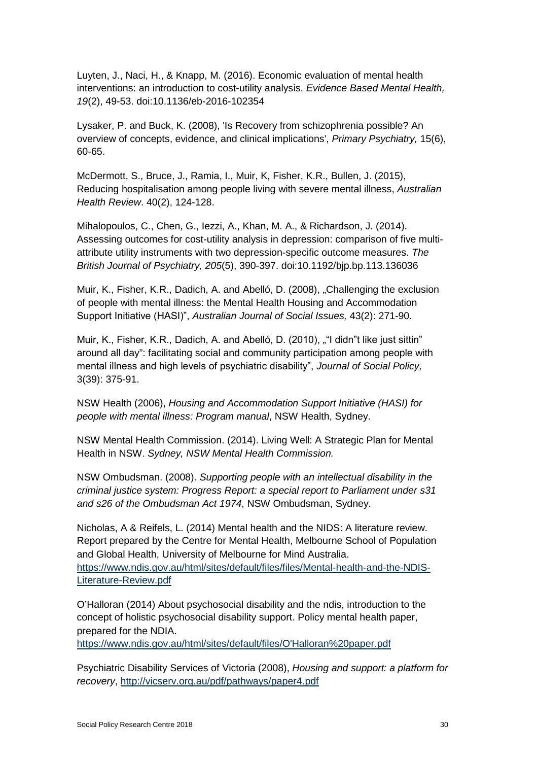Luyten, J., Naci, H., & Knapp, M. (2016). Economic evaluation of mental health interventions: an introduction to cost-utility analysis. *Evidence Based Mental Health, 19*(2), 49-53. doi:10.1136/eb-2016-102354

Lysaker, P. and Buck, K. (2008), 'Is Recovery from schizophrenia possible? An overview of concepts, evidence, and clinical implications', *Primary Psychiatry,* 15(6), 60-65.

McDermott, S., Bruce, J., Ramia, I., Muir, K, Fisher, K.R., Bullen, J. (2015), Reducing hospitalisation among people living with severe mental illness, *Australian Health Review*. 40(2), 124-128.

Mihalopoulos, C., Chen, G., Iezzi, A., Khan, M. A., & Richardson, J. (2014). Assessing outcomes for cost-utility analysis in depression: comparison of five multi-attribute utility instruments with two depression-specific outcome measures. *The British Journal of Psychiatry, 205*(5), 390-397. doi:10.1192/bjp.bp.113.136036

Muir, K., Fisher, K.R., Dadich, A. and Abelló, D. (2008), „Challenging the exclusion of people with mental illness: the Mental Health Housing and Accommodation Support Initiative (HASI)", *Australian Journal of Social Issues,* 43(2): 271-90.

Muir, K., Fisher, K.R., Dadich, A. and Abelló, D. (2010), „"I didn"t like just sittin" around all day": facilitating social and community participation among people with mental illness and high levels of psychiatric disability", *Journal of Social Policy,* 3(39): 375-91.

NSW Health (2006), *Housing and Accommodation Support Initiative (HASI) for people with mental illness: Program manual*, NSW Health, Sydney.

NSW Mental Health Commission. (2014). Living Well: A Strategic Plan for Mental Health in NSW. *Sydney, NSW Mental Health Commission.*

NSW Ombudsman. (2008). *Supporting people with an intellectual disability in the criminal justice system: Progress Report: a special report to Parliament under s31 and s26 of the Ombudsman Act 1974*, NSW Ombudsman, Sydney.

Nicholas, A & Reifels, L. (2014) Mental health and the NIDS: A literature review. Report prepared by the Centre for Mental Health, Melbourne School of Population and Global Health, University of Melbourne for Mind Australia. https://www.ndis.gov.au/html/sites/default/files/files/Mental-health-and-the-NDIS-Literature-Review.pdf

O'Halloran (2014) About psychosocial disability and the ndis, introduction to the concept of holistic psychosocial disability support. Policy mental health paper, prepared for the NDIA. https://www.ndis.gov.au/html/sites/default/files/O'Halloran%20paper.pdf

Psychiatric Disability Services of Victoria (2008), *Housing and support: a platform for recovery*, http://vicserv.org.au/pdf/pathways/paper4.pdf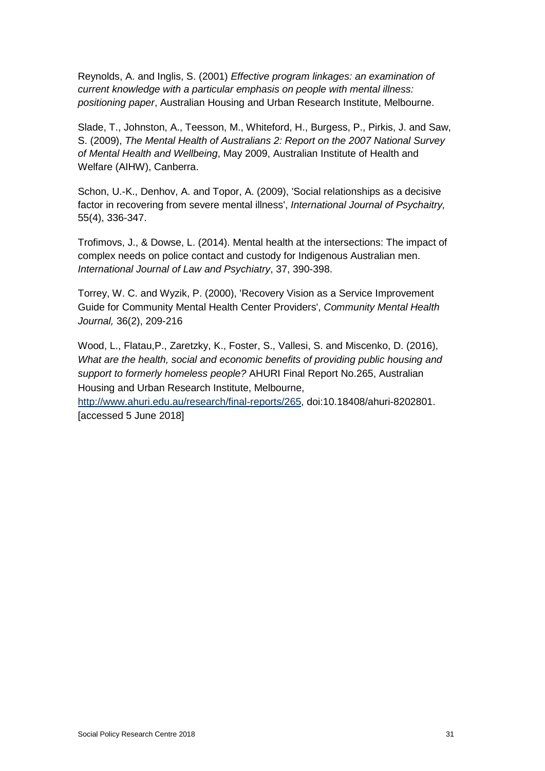Reynolds, A. and Inglis, S. (2001) *Effective program linkages: an examination of current knowledge with a particular emphasis on people with mental illness: positioning paper*, Australian Housing and Urban Research Institute, Melbourne.

Slade, T., Johnston, A., Teesson, M., Whiteford, H., Burgess, P., Pirkis, J. and Saw, S. (2009), *The Mental Health of Australians 2: Report on the 2007 National Survey of Mental Health and Wellbeing*, May 2009, Australian Institute of Health and Welfare (AIHW), Canberra.

Schon, U.-K., Denhov, A. and Topor, A. (2009), 'Social relationships as a decisive factor in recovering from severe mental illness', *International Journal of Psychaitry,* 55(4), 336-347.

Trofimovs, J., & Dowse, L. (2014). Mental health at the intersections: The impact of complex needs on police contact and custody for Indigenous Australian men. *International Journal of Law and Psychiatry*, 37, 390-398.

Torrey, W. C. and Wyzik, P. (2000), 'Recovery Vision as a Service Improvement Guide for Community Mental Health Center Providers', *Community Mental Health Journal,* 36(2), 209-216

Wood, L., Flatau,P., Zaretzky, K., Foster, S., Vallesi, S. and Miscenko, D. (2016), *What are the health, social and economic benefits of providing public housing and support to formerly homeless people?* AHURI Final Report No.265, Australian Housing and Urban Research Institute, Melbourne, http://www.ahuri.edu.au/research/final-reports/265, doi:10.18408/ahuri-8202801. [accessed 5 June 2018]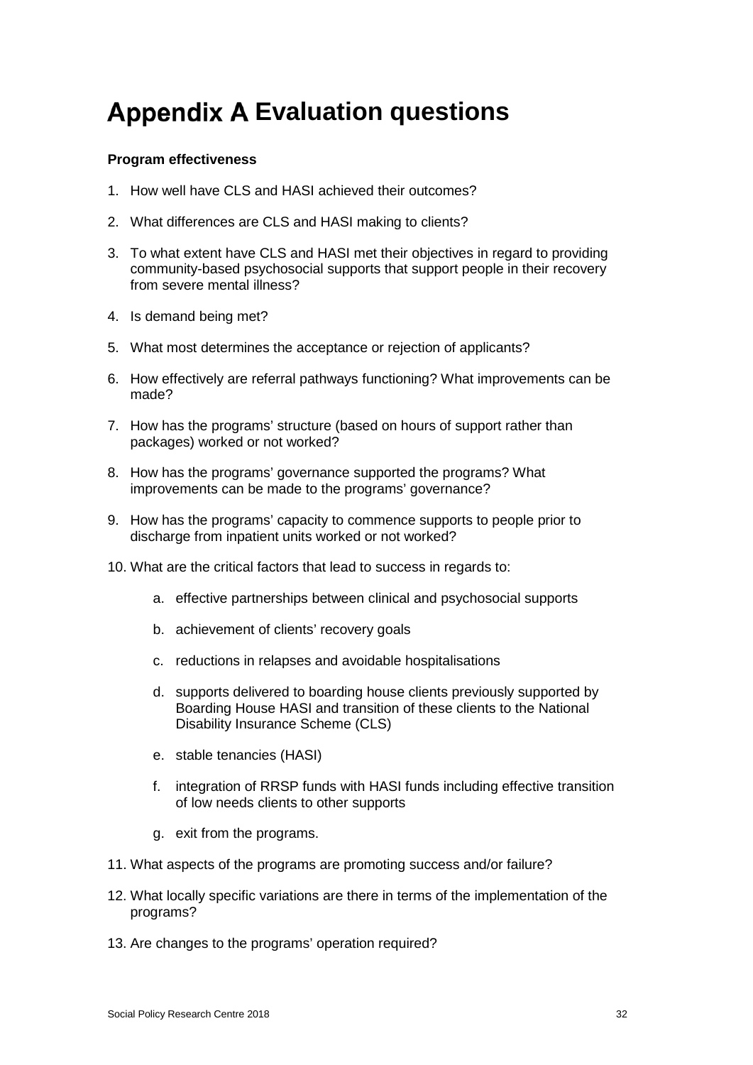# Appendix A Evaluation questions

**Program effectiveness**

1. How well have CLS and HASI achieved their outcomes?
2. What differences are CLS and HASI making to clients?
3. To what extent have CLS and HASI met their objectives in regard to providing community-based psychosocial supports that support people in their recovery from severe mental illness?
4. Is demand being met?
5. What most determines the acceptance or rejection of applicants?
6. How effectively are referral pathways functioning? What improvements can be made?
7. How has the programs' structure (based on hours of support rather than packages) worked or not worked?
8. How has the programs' governance supported the programs? What improvements can be made to the programs' governance?
9. How has the programs' capacity to commence supports to people prior to discharge from inpatient units worked or not worked?
10. What are the critical factors that lead to success in regards to:
    a. effective partnerships between clinical and psychosocial supports
    b. achievement of clients' recovery goals
    c. reductions in relapses and avoidable hospitalisations
    d. supports delivered to boarding house clients previously supported by Boarding House HASI and transition of these clients to the National Disability Insurance Scheme (CLS)
    e. stable tenancies (HASI)
    f. integration of RRSP funds with HASI funds including effective transition of low needs clients to other supports
    g. exit from the programs.
11. What aspects of the programs are promoting success and/or failure?
12. What locally specific variations are there in terms of the implementation of the programs?
13. Are changes to the programs' operation required?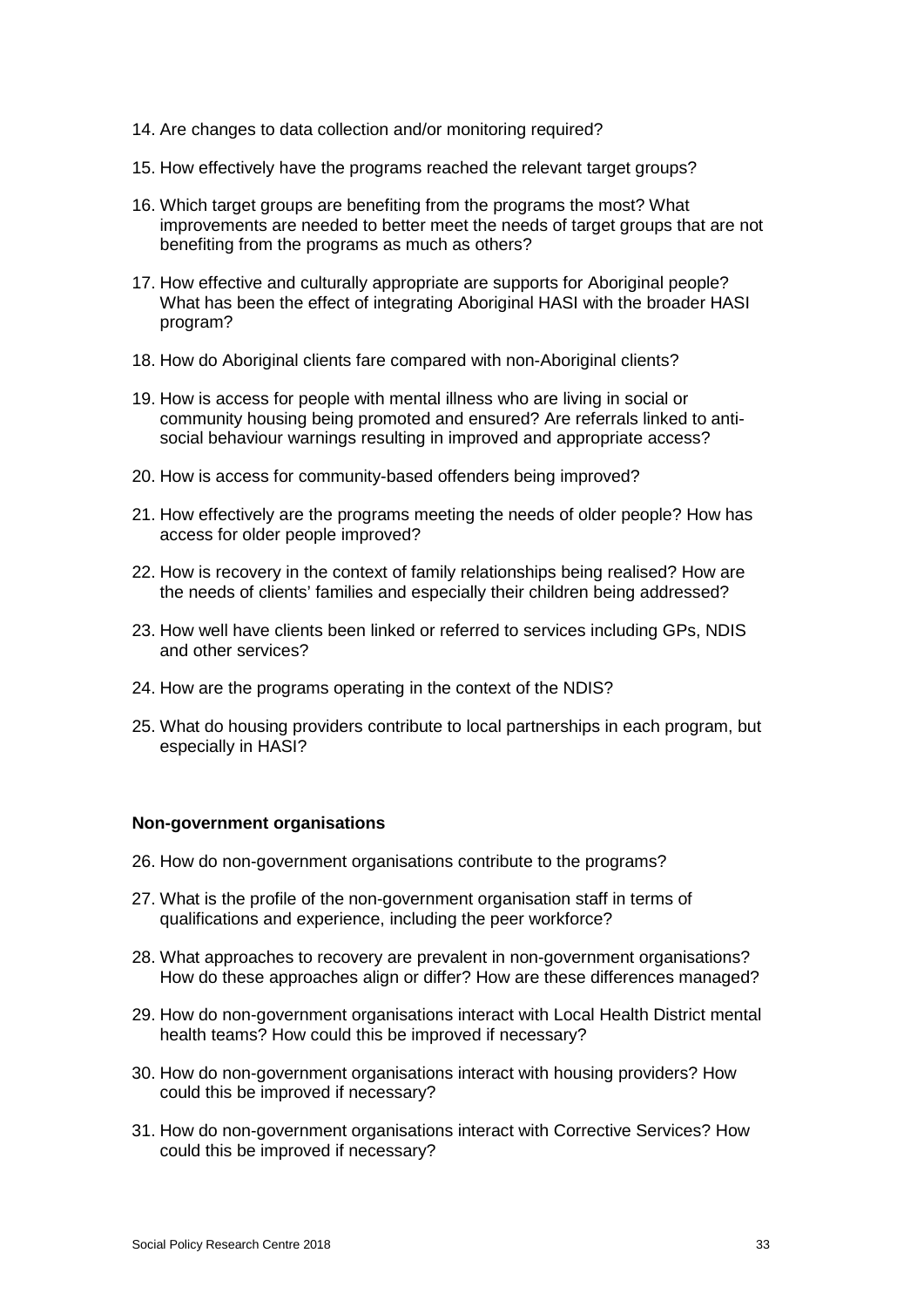14. Are changes to data collection and/or monitoring required?

15. How effectively have the programs reached the relevant target groups?

16. Which target groups are benefiting from the programs the most? What improvements are needed to better meet the needs of target groups that are not benefiting from the programs as much as others?

17. How effective and culturally appropriate are supports for Aboriginal people? What has been the effect of integrating Aboriginal HASI with the broader HASI program?

18. How do Aboriginal clients fare compared with non-Aboriginal clients?

19. How is access for people with mental illness who are living in social or community housing being promoted and ensured? Are referrals linked to anti-social behaviour warnings resulting in improved and appropriate access?

20. How is access for community-based offenders being improved?

21. How effectively are the programs meeting the needs of older people? How has access for older people improved?

22. How is recovery in the context of family relationships being realised? How are the needs of clients' families and especially their children being addressed?

23. How well have clients been linked or referred to services including GPs, NDIS and other services?

24. How are the programs operating in the context of the NDIS?

25. What do housing providers contribute to local partnerships in each program, but especially in HASI?

**Non-government organisations**

26. How do non-government organisations contribute to the programs?

27. What is the profile of the non-government organisation staff in terms of qualifications and experience, including the peer workforce?

28. What approaches to recovery are prevalent in non-government organisations? How do these approaches align or differ? How are these differences managed?

29. How do non-government organisations interact with Local Health District mental health teams? How could this be improved if necessary?

30. How do non-government organisations interact with housing providers? How could this be improved if necessary?

31. How do non-government organisations interact with Corrective Services? How could this be improved if necessary?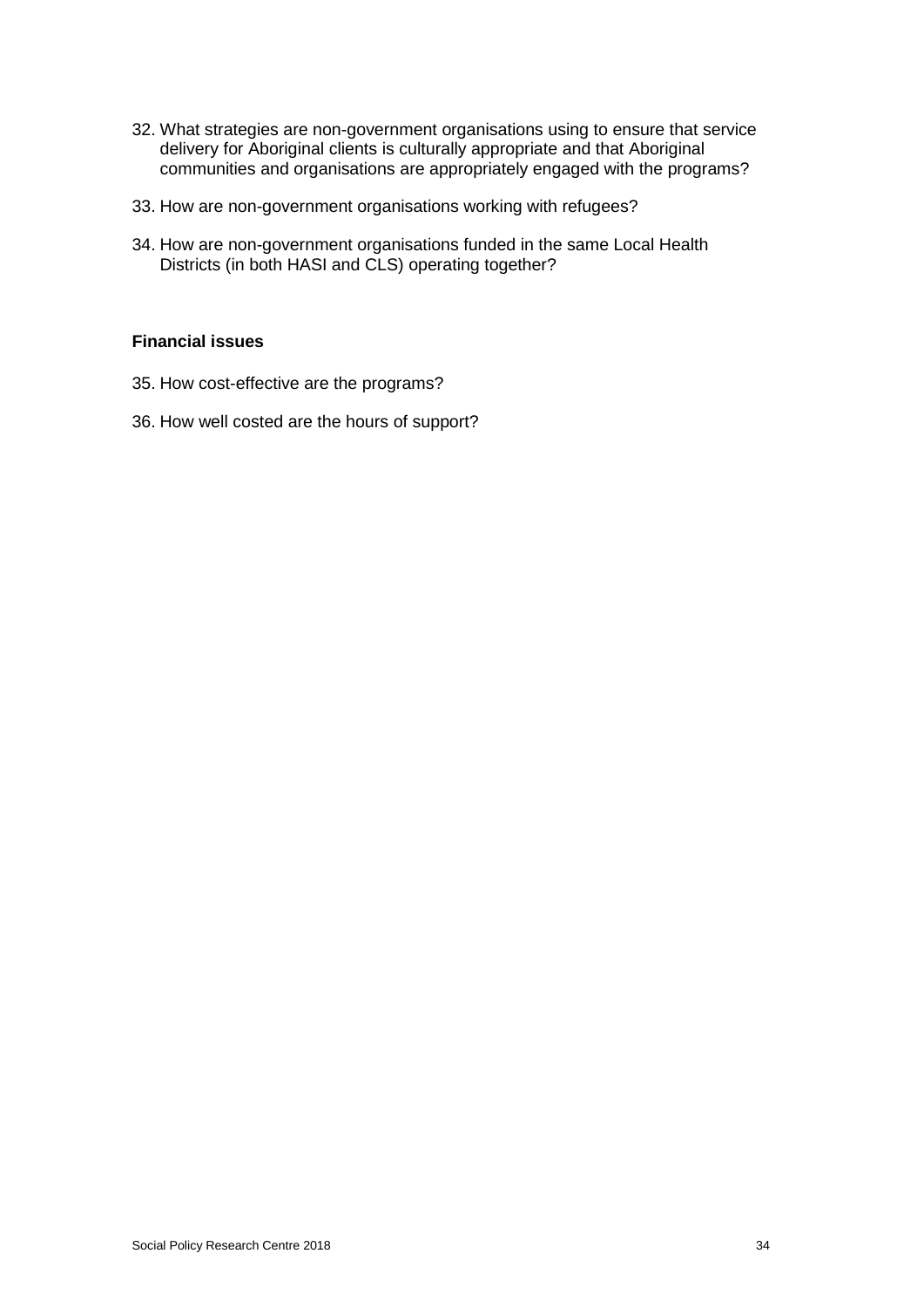32. What strategies are non-government organisations using to ensure that service delivery for Aboriginal clients is culturally appropriate and that Aboriginal communities and organisations are appropriately engaged with the programs?

33. How are non-government organisations working with refugees?

34. How are non-government organisations funded in the same Local Health Districts (in both HASI and CLS) operating together?

**Financial issues**

35. How cost-effective are the programs?

36. How well costed are the hours of support?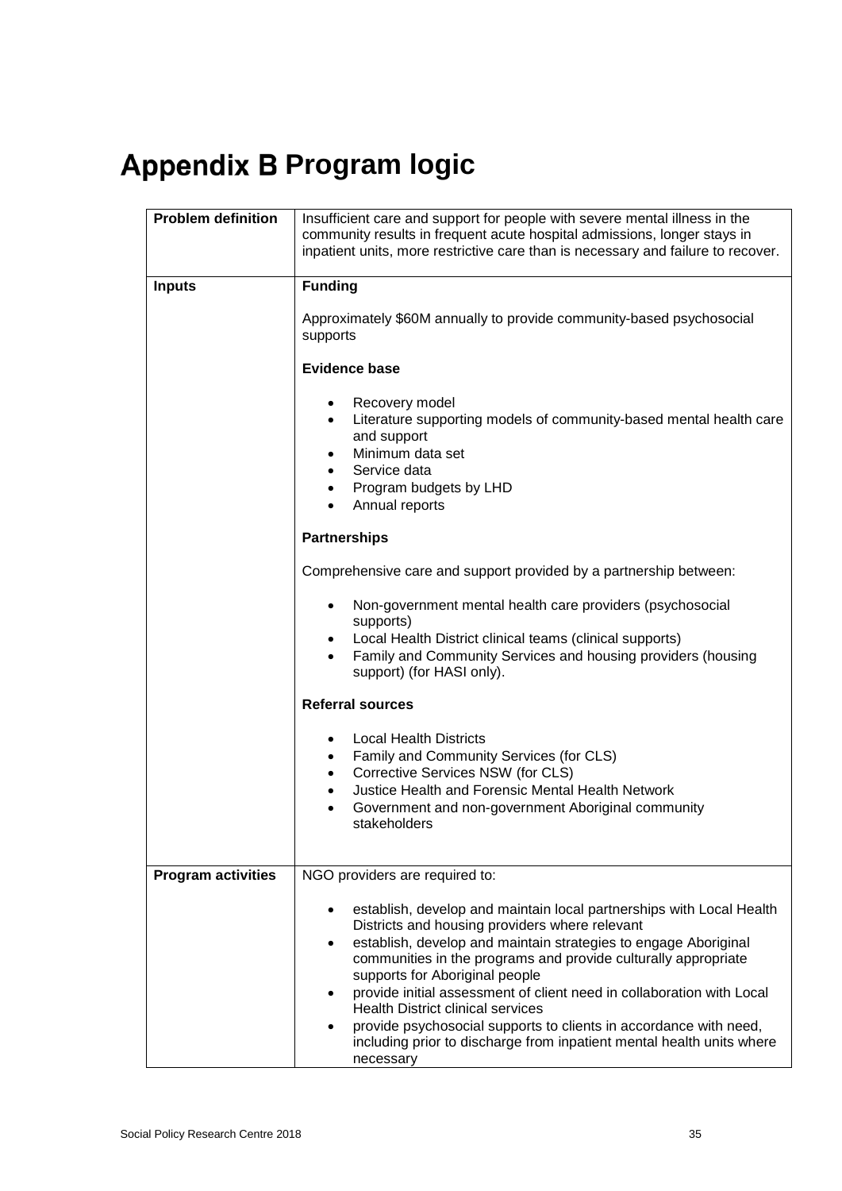# Appendix B Program logic

| | |
|---|---|
| **Problem definition** | Insufficient care and support for people with severe mental illness in the community results in frequent acute hospital admissions, longer stays in inpatient units, more restrictive care than is necessary and failure to recover. |
| **Inputs** | **Funding**<br><br>Approximately $60M annually to provide community-based psychosocial supports<br><br>**Evidence base**<br><br>• Recovery model<br>• Literature supporting models of community-based mental health care and support<br>• Minimum data set<br>• Service data<br>• Program budgets by LHD<br>• Annual reports<br><br>**Partnerships**<br><br>Comprehensive care and support provided by a partnership between:<br><br>• Non-government mental health care providers (psychosocial supports)<br>• Local Health District clinical teams (clinical supports)<br>• Family and Community Services and housing providers (housing support) (for HASI only).<br><br>**Referral sources**<br><br>• Local Health Districts<br>• Family and Community Services (for CLS)<br>• Corrective Services NSW (for CLS)<br>• Justice Health and Forensic Mental Health Network<br>• Government and non-government Aboriginal community stakeholders |
| **Program activities** | NGO providers are required to:<br><br>• establish, develop and maintain local partnerships with Local Health Districts and housing providers where relevant<br>• establish, develop and maintain strategies to engage Aboriginal communities in the programs and provide culturally appropriate supports for Aboriginal people<br>• provide initial assessment of client need in collaboration with Local Health District clinical services<br>• provide psychosocial supports to clients in accordance with need, including prior to discharge from inpatient mental health units where necessary |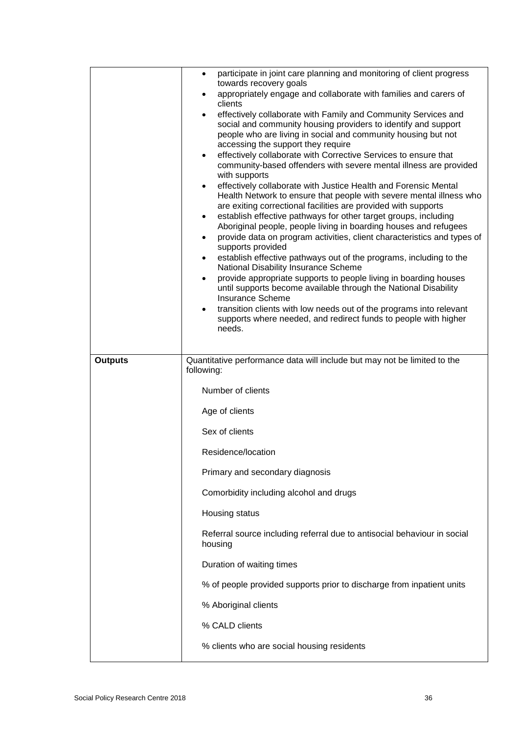| | |
|---|---|
| | • participate in joint care planning and monitoring of client progress towards recovery goals<br>• appropriately engage and collaborate with families and carers of clients<br>• effectively collaborate with Family and Community Services and social and community housing providers to identify and support people who are living in social and community housing but not accessing the support they require<br>• effectively collaborate with Corrective Services to ensure that community-based offenders with severe mental illness are provided with supports<br>• effectively collaborate with Justice Health and Forensic Mental Health Network to ensure that people with severe mental illness who are exiting correctional facilities are provided with supports<br>• establish effective pathways for other target groups, including Aboriginal people, people living in boarding houses and refugees<br>• provide data on program activities, client characteristics and types of supports provided<br>• establish effective pathways out of the programs, including to the National Disability Insurance Scheme<br>• provide appropriate supports to people living in boarding houses until supports become available through the National Disability Insurance Scheme<br>• transition clients with low needs out of the programs into relevant supports where needed, and redirect funds to people with higher needs. |
| **Outputs** | Quantitative performance data will include but may not be limited to the following:<br><br>Number of clients<br><br>Age of clients<br><br>Sex of clients<br><br>Residence/location<br><br>Primary and secondary diagnosis<br><br>Comorbidity including alcohol and drugs<br><br>Housing status<br><br>Referral source including referral due to antisocial behaviour in social housing<br><br>Duration of waiting times<br><br>% of people provided supports prior to discharge from inpatient units<br><br>% Aboriginal clients<br><br>% CALD clients<br><br>% clients who are social housing residents |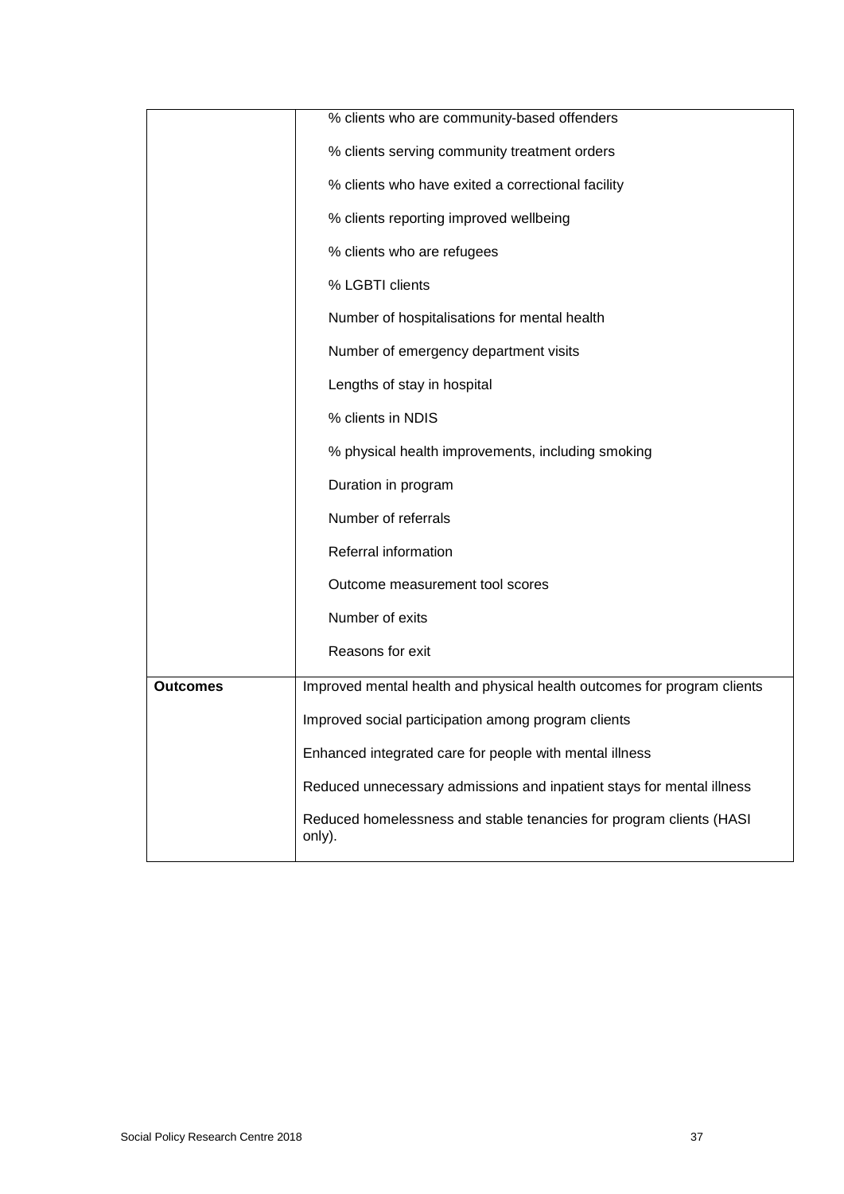|  |  |
|---|---|
|  | % clients who are community-based offenders |
|  | % clients serving community treatment orders |
|  | % clients who have exited a correctional facility |
|  | % clients reporting improved wellbeing |
|  | % clients who are refugees |
|  | % LGBTI clients |
|  | Number of hospitalisations for mental health |
|  | Number of emergency department visits |
|  | Lengths of stay in hospital |
|  | % clients in NDIS |
|  | % physical health improvements, including smoking |
|  | Duration in program |
|  | Number of referrals |
|  | Referral information |
|  | Outcome measurement tool scores |
|  | Number of exits |
|  | Reasons for exit |
| **Outcomes** | Improved mental health and physical health outcomes for program clients |
|  | Improved social participation among program clients |
|  | Enhanced integrated care for people with mental illness |
|  | Reduced unnecessary admissions and inpatient stays for mental illness |
|  | Reduced homelessness and stable tenancies for program clients (HASI only). |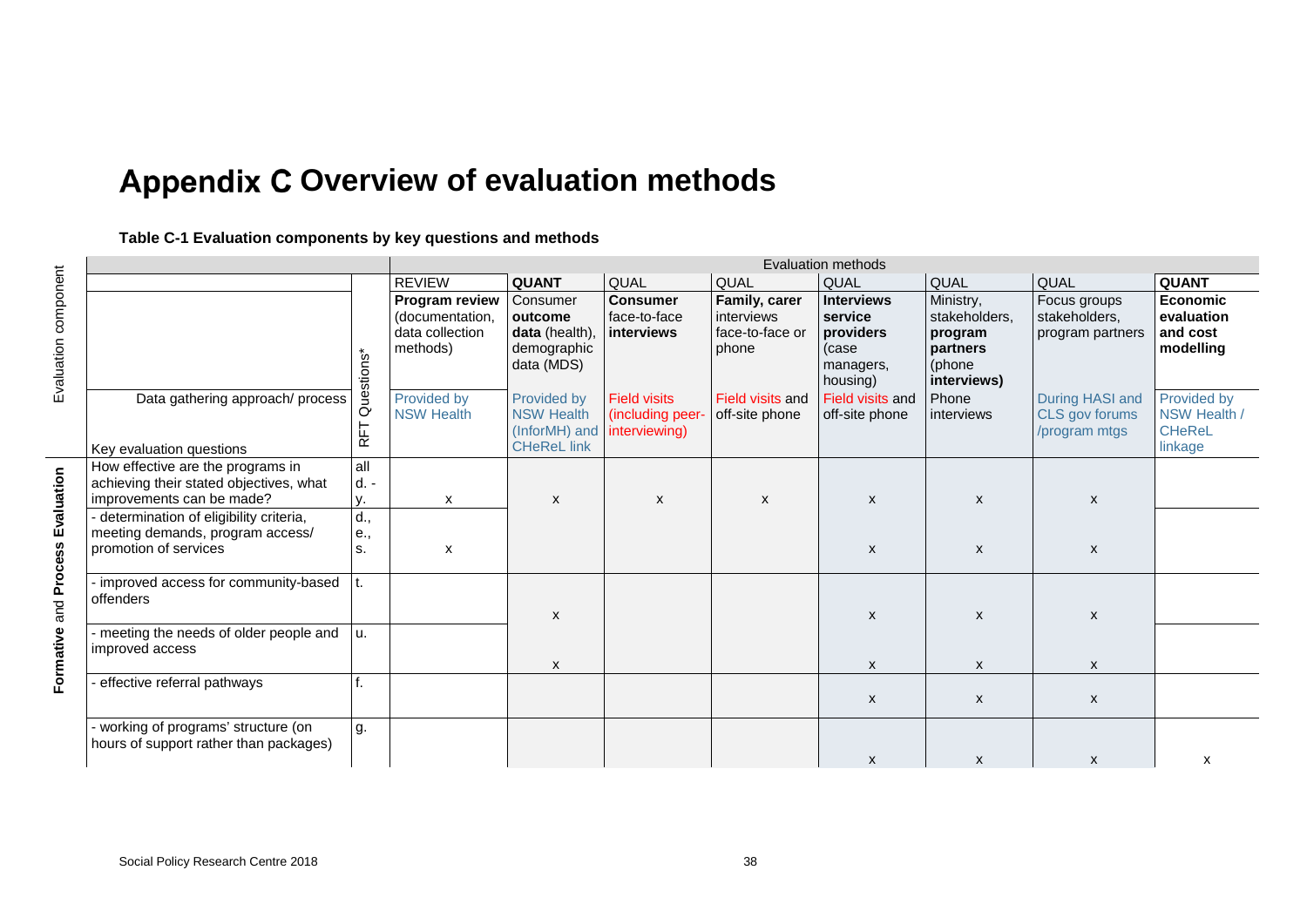# Appendix C Overview of evaluation methods

**Table C-1 Evaluation components by key questions and methods**

| Evaluation component | | RFT Questions* | Evaluation methods | | | | | | | |
|---|---|---|---|---|---|---|---|---|---|---|
| | | | REVIEW | **QUANT** | QUAL | QUAL | QUAL | QUAL | QUAL | **QUANT** |
| | | | **Program review** (documentation, data collection methods) | Consumer **outcome data** (health), demographic data (MDS) | **Consumer** face-to-face **interviews** | **Family, carer** interviews face-to-face or phone | **Interviews service providers** (case managers, housing) | Ministry, stakeholders, **program partners** (phone **interviews)** | Focus groups stakeholders, program partners | **Economic evaluation and cost modelling** |
| | Data gathering approach/ process<br><br>Key evaluation questions | | Provided by NSW Health | Provided by NSW Health (InforMH) and CHeReL link | Field visits (including peer-interviewing) | Field visits and off-site phone | Field visits and off-site phone | Phone interviews | During HASI and CLS gov forums /program mtgs | Provided by NSW Health / CHeReL linkage |
| **Formative** and **Process Evaluation** | How effective are the programs in achieving their stated objectives, what improvements can be made? | all d. - y. | x | x | x | x | x | x | x | |
| | - determination of eligibility criteria, meeting demands, program access/ promotion of services | d., e., s. | x | | | | x | x | x | |
| | - improved access for community-based offenders | t. | | x | | | x | x | x | |
| | - meeting the needs of older people and improved access | u. | | x | | | x | x | x | |
| | - effective referral pathways | f. | | | | | x | x | x | |
| | - working of programs' structure (on hours of support rather than packages) | g. | | | | | x | x | x | x |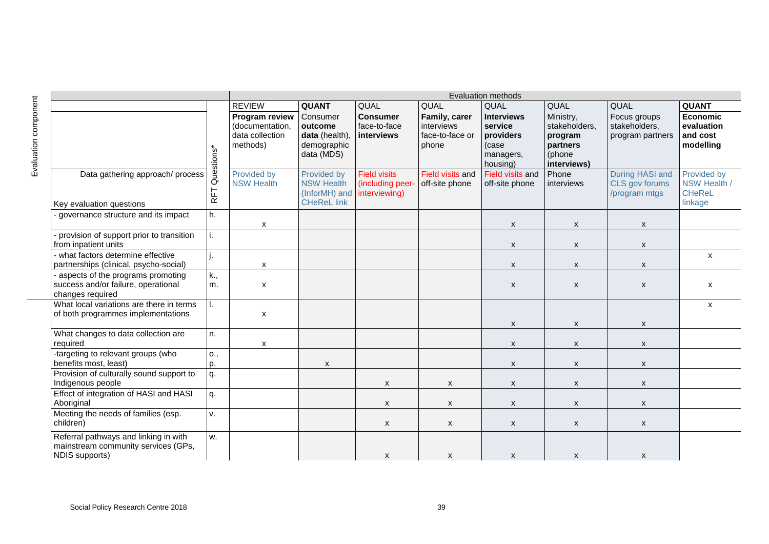| Evaluation component | RFT Questions* | Evaluation methods | | | | | | | |
|---|---|---|---|---|---|---|---|---|---|
| | | REVIEW | **QUANT** | QUAL | QUAL | QUAL | QUAL | QUAL | **QUANT** |
| | | **Program review** (documentation, data collection methods) | Consumer **outcome data** (health), demographic data (MDS) | **Consumer** face-to-face **interviews** | **Family, carer** interviews face-to-face or phone | **Interviews service providers** (case managers, housing) | Ministry, stakeholders, **program partners** (phone **interviews)** | Focus groups stakeholders, program partners | **Economic evaluation and cost modelling** |
| Data gathering approach/ process<br><br>Key evaluation questions | | Provided by NSW Health | Provided by NSW Health (InforMH) and CHeReL link | Field visits (including peer-interviewing) | Field visits and off-site phone | Field visits and off-site phone | Phone interviews | During HASI and CLS gov forums /program mtgs | Provided by NSW Health / CHeReL linkage |
| - governance structure and its impact | h. | x | | | | x | x | x | |
| - provision of support prior to transition from inpatient units | i. | | | | | x | x | x | |
| - what factors determine effective partnerships (clinical, psycho-social) | j. | x | | | | x | x | x | x |
| - aspects of the programs promoting success and/or failure, operational changes required | k., m. | x | | | | x | x | x | x |
| What local variations are there in terms of both programmes implementations | l. | x | | | | x | x | x | x |
| What changes to data collection are required | n. | x | | | | x | x | x | |
| -targeting to relevant groups (who benefits most, least) | o., p. | | x | | | x | x | x | |
| Provision of culturally sound support to Indigenous people | q. | | | x | x | x | x | x | |
| Effect of integration of HASI and HASI Aboriginal | q. | | | x | x | x | x | x | |
| Meeting the needs of families (esp. children) | v. | | | x | x | x | x | x | |
| Referral pathways and linking in with mainstream community services (GPs, NDIS supports) | w. | | | x | x | x | x | x | |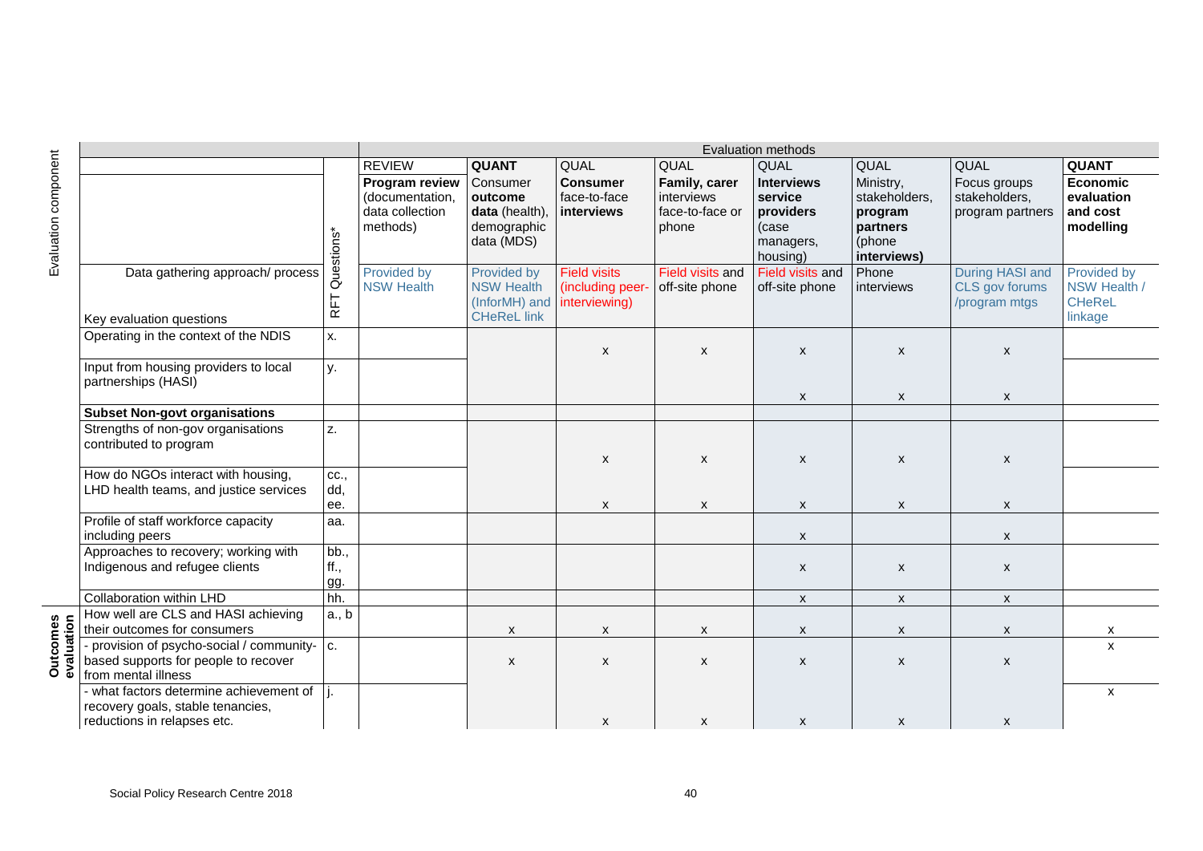| Evaluation component | Key evaluation questions / Data gathering approach/ process | RFT Questions* | Evaluation methods | | | | | | | |
|---|---|---|---|---|---|---|---|---|---|---|
| | | | REVIEW | **QUANT** | QUAL | QUAL | QUAL | QUAL | QUAL | **QUANT** |
| | | | **Program review** (documentation, data collection methods) | Consumer **outcome data** (health), demographic data (MDS) | **Consumer** face-to-face **interviews** | **Family, carer** interviews face-to-face or phone | **Interviews service providers** (case managers, housing) | Ministry, stakeholders, **program partners** (phone **interviews)** | Focus groups stakeholders, program partners | **Economic evaluation and cost modelling** |
| | Data gathering approach/ process | | Provided by NSW Health | Provided by NSW Health (InforMH) and CHeReL link | Field visits (including peer-interviewing) | Field visits and off-site phone | Field visits and off-site phone | Phone interviews | During HASI and CLS gov forums /program mtgs | Provided by NSW Health / CHeReL linkage |
| | Operating in the context of the NDIS | x. | | | x | x | x | x | x | |
| | Input from housing providers to local partnerships (HASI) | y. | | | | | x | x | x | |
| | **Subset Non-govt organisations** | | | | | | | | | |
| | Strengths of non-gov organisations contributed to program | z. | | | x | x | x | x | x | |
| | How do NGOs interact with housing, LHD health teams, and justice services | cc., dd, ee. | | | x | x | x | x | x | |
| | Profile of staff workforce capacity including peers | aa. | | | | | x | | x | |
| | Approaches to recovery; working with Indigenous and refugee clients | bb., ff., gg. | | | | | x | x | x | |
| | Collaboration within LHD | hh. | | | | | x | x | x | |
| **Outcomes evaluation** | How well are CLS and HASI achieving their outcomes for consumers | a., b | | x | x | x | x | x | x | x |
| | - provision of psycho-social / community-based supports for people to recover from mental illness | c. | | x | x | x | x | x | x | x |
| | - what factors determine achievement of recovery goals, stable tenancies, reductions in relapses etc. | j. | | | x | x | x | x | x | x |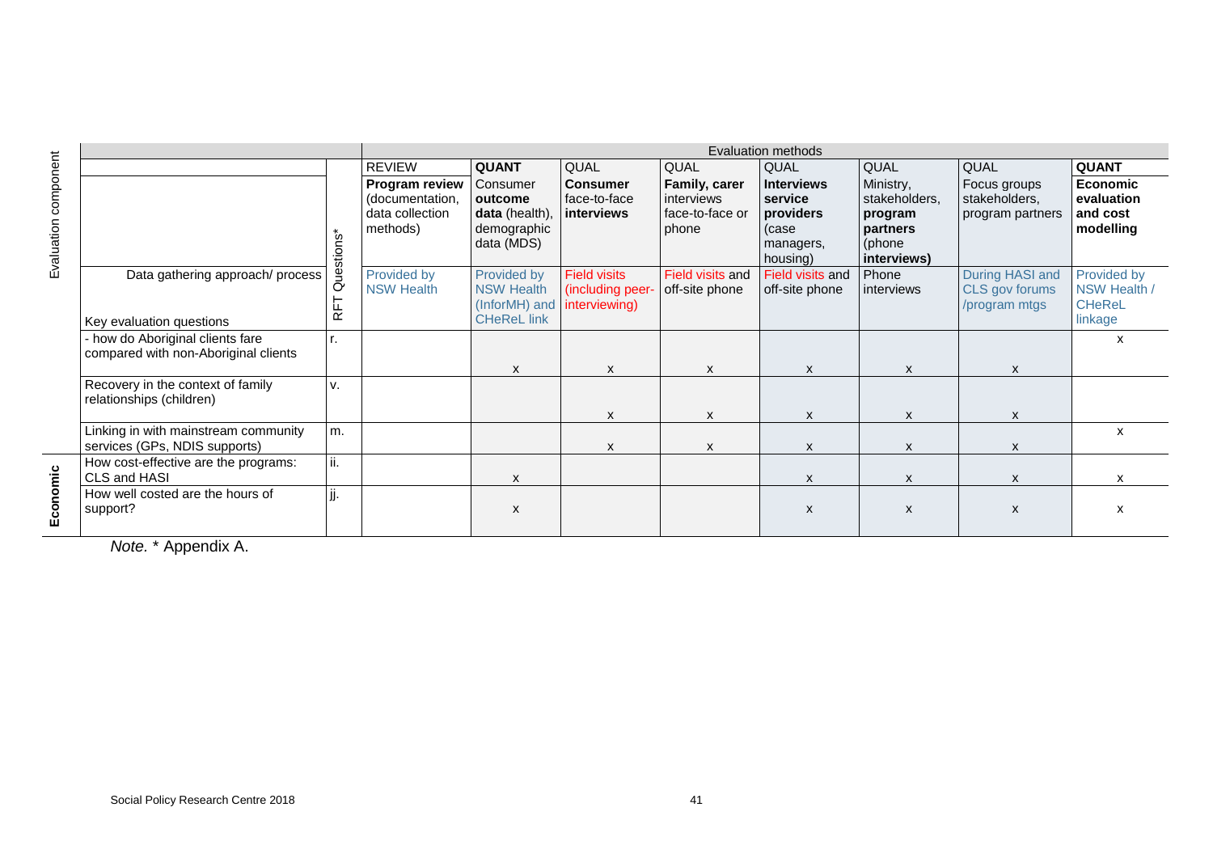| Evaluation component | | Evaluation methods | | | | | | | |
|---|---|---|---|---|---|---|---|---|---|
| | | REVIEW | **QUANT** | QUAL | QUAL | QUAL | QUAL | QUAL | **QUANT** |
| | RFT Questions* | **Program review** (documentation, data collection methods) | Consumer **outcome data** (health), demographic data (MDS) | **Consumer** face-to-face **interviews** | **Family, carer** interviews face-to-face or phone | **Interviews service providers** (case managers, housing) | Ministry, stakeholders, **program partners** (phone **interviews)** | Focus groups stakeholders, program partners | **Economic evaluation and cost modelling** |
| Data gathering approach/ process<br><br>Key evaluation questions | | Provided by NSW Health | Provided by NSW Health (InforMH) and CHeReL link | Field visits (including peer-interviewing) | Field visits and off-site phone | Field visits and off-site phone | Phone interviews | During HASI and CLS gov forums /program mtgs | Provided by NSW Health / CHeReL linkage |
| - how do Aboriginal clients fare compared with non-Aboriginal clients | r. | | x | x | x | x | x | x | x |
| Recovery in the context of family relationships (children) | v. | | | x | x | x | x | x | |
| Linking in with mainstream community services (GPs, NDIS supports) | m. | | | x | x | x | x | x | x |
| **Economic**: How cost-effective are the programs: CLS and HASI | ii. | | x | | | x | x | x | x |
| **Economic**: How well costed are the hours of support? | jj. | | x | | | x | x | x | x |

*Note.* * Appendix A.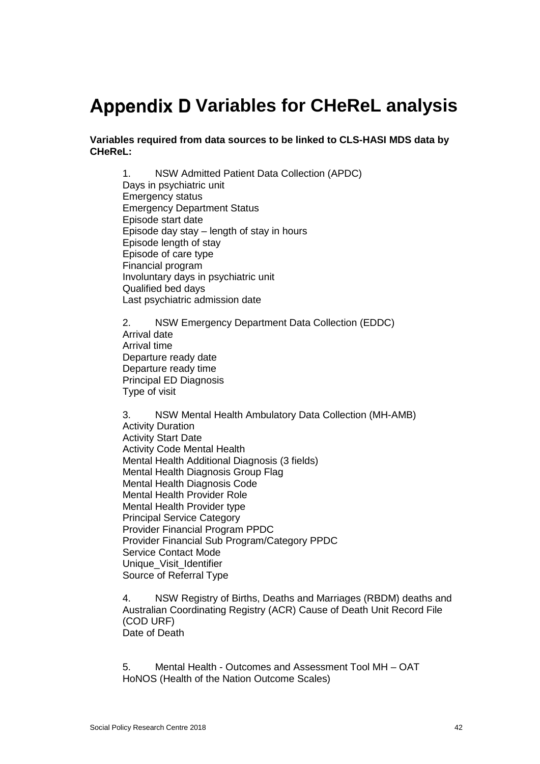# Appendix D Variables for CHeReL analysis

**Variables required from data sources to be linked to CLS-HASI MDS data by CHeReL:**

1. NSW Admitted Patient Data Collection (APDC)

Days in psychiatric unit
Emergency status
Emergency Department Status
Episode start date
Episode day stay – length of stay in hours
Episode length of stay
Episode of care type
Financial program
Involuntary days in psychiatric unit
Qualified bed days
Last psychiatric admission date

2. NSW Emergency Department Data Collection (EDDC)

Arrival date
Arrival time
Departure ready date
Departure ready time
Principal ED Diagnosis
Type of visit

3. NSW Mental Health Ambulatory Data Collection (MH-AMB)

Activity Duration
Activity Start Date
Activity Code Mental Health
Mental Health Additional Diagnosis (3 fields)
Mental Health Diagnosis Group Flag
Mental Health Diagnosis Code
Mental Health Provider Role
Mental Health Provider type
Principal Service Category
Provider Financial Program PPDC
Provider Financial Sub Program/Category PPDC
Service Contact Mode
Unique_Visit_Identifier
Source of Referral Type

4. NSW Registry of Births, Deaths and Marriages (RBDM) deaths and Australian Coordinating Registry (ACR) Cause of Death Unit Record File (COD URF)

Date of Death

5. Mental Health - Outcomes and Assessment Tool MH – OAT

HoNOS (Health of the Nation Outcome Scales)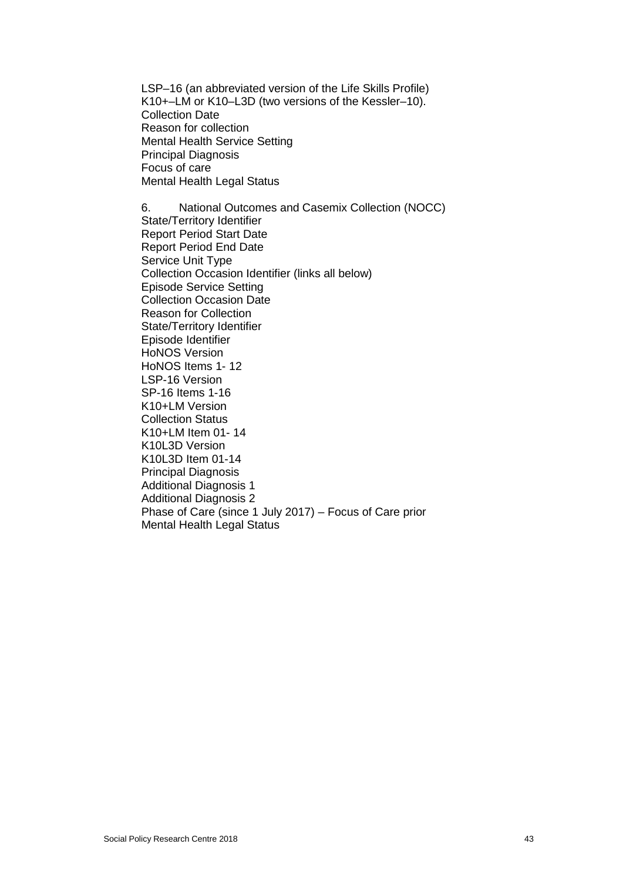LSP–16 (an abbreviated version of the Life Skills Profile)
K10+–LM or K10–L3D (two versions of the Kessler–10).
Collection Date
Reason for collection
Mental Health Service Setting
Principal Diagnosis
Focus of care
Mental Health Legal Status

6. National Outcomes and Casemix Collection (NOCC)
State/Territory Identifier
Report Period Start Date
Report Period End Date
Service Unit Type
Collection Occasion Identifier (links all below)
Episode Service Setting
Collection Occasion Date
Reason for Collection
State/Territory Identifier
Episode Identifier
HoNOS Version
HoNOS Items 1- 12
LSP-16 Version
SP-16 Items 1-16
K10+LM Version
Collection Status
K10+LM Item 01- 14
K10L3D Version
K10L3D Item 01-14
Principal Diagnosis
Additional Diagnosis 1
Additional Diagnosis 2
Phase of Care (since 1 July 2017) – Focus of Care prior
Mental Health Legal Status